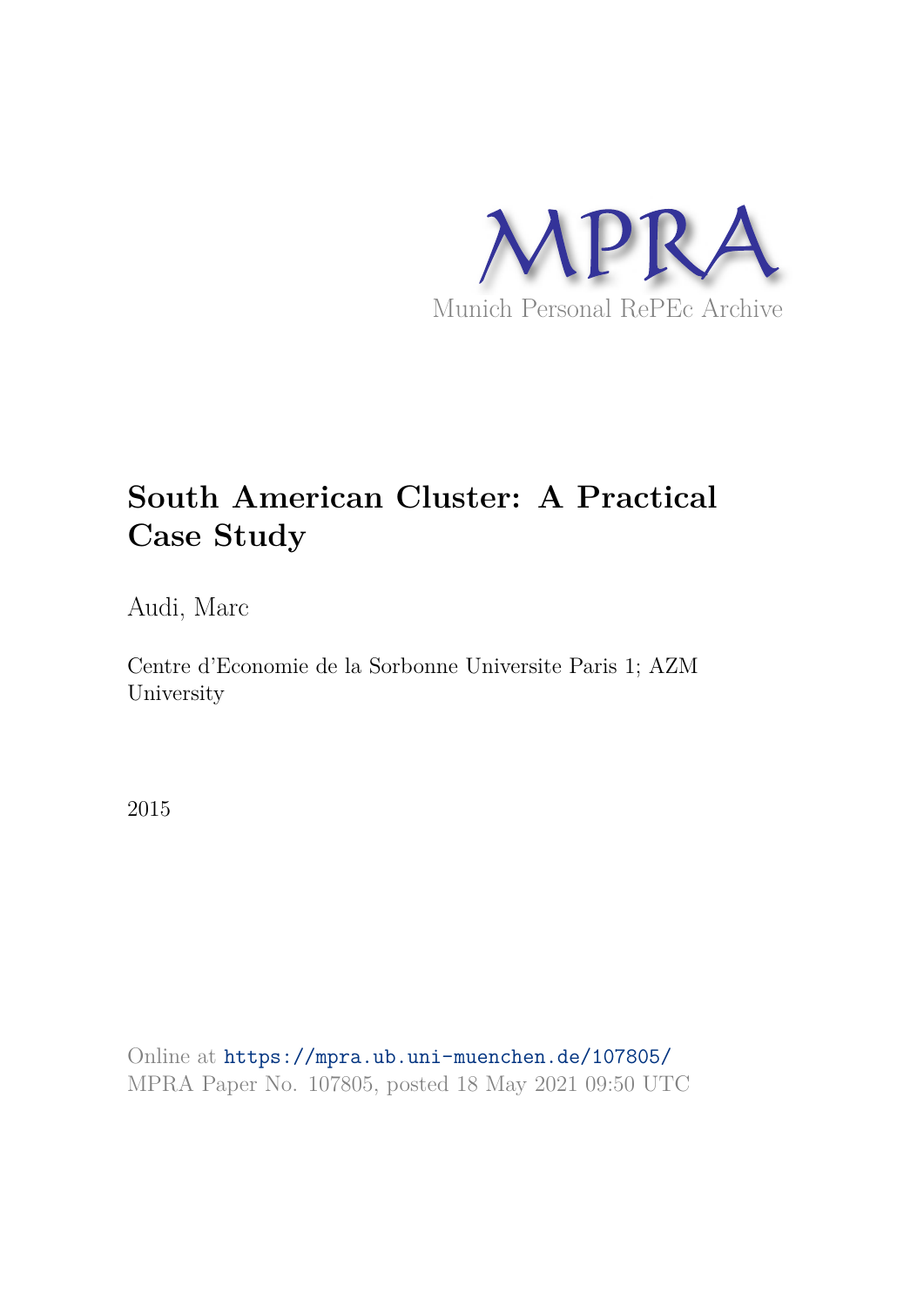MPRA

Munich Personal RePEc Archive

# South American Cluster: A Practical Case Study

Audi, Marc

Centre d'Economie de la Sorbonne Universite Paris 1; AZM University

2015

Online at https://mpra.ub.uni-muenchen.de/107805/
MPRA Paper No. 107805, posted 18 May 2021 09:50 UTC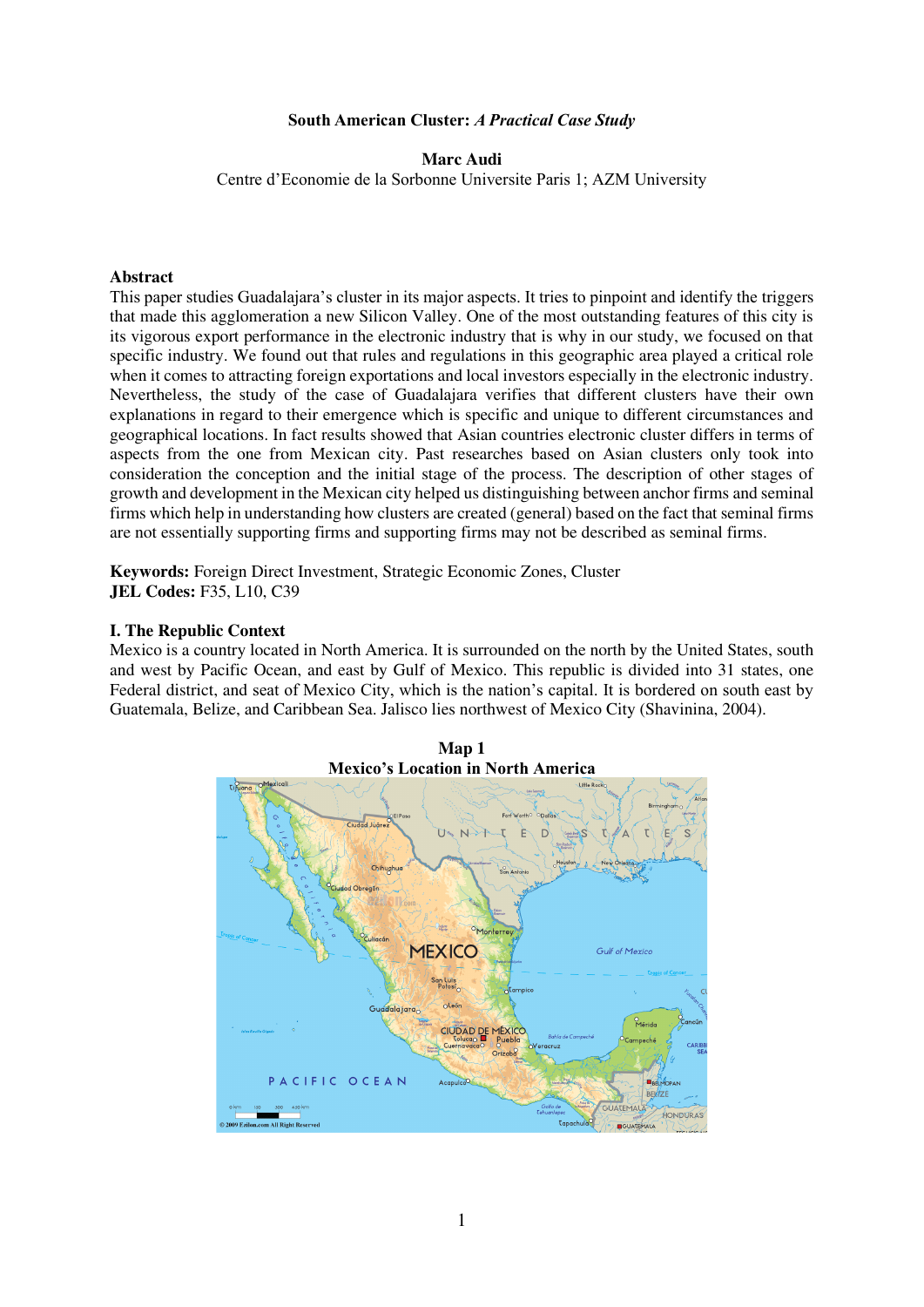**South American Cluster:** ***A Practical Case Study***

**Marc Audi**

Centre d'Economie de la Sorbonne Universite Paris 1; AZM University

## Abstract

This paper studies Guadalajara's cluster in its major aspects. It tries to pinpoint and identify the triggers that made this agglomeration a new Silicon Valley. One of the most outstanding features of this city is its vigorous export performance in the electronic industry that is why in our study, we focused on that specific industry. We found out that rules and regulations in this geographic area played a critical role when it comes to attracting foreign exportations and local investors especially in the electronic industry. Nevertheless, the study of the case of Guadalajara verifies that different clusters have their own explanations in regard to their emergence which is specific and unique to different circumstances and geographical locations. In fact results showed that Asian countries electronic cluster differs in terms of aspects from the one from Mexican city. Past researches based on Asian clusters only took into consideration the conception and the initial stage of the process. The description of other stages of growth and development in the Mexican city helped us distinguishing between anchor firms and seminal firms which help in understanding how clusters are created (general) based on the fact that seminal firms are not essentially supporting firms and supporting firms may not be described as seminal firms.

**Keywords:** Foreign Direct Investment, Strategic Economic Zones, Cluster
**JEL Codes:** F35, L10, C39

## I. The Republic Context

Mexico is a country located in North America. It is surrounded on the north by the United States, south and west by Pacific Ocean, and east by Gulf of Mexico. This republic is divided into 31 states, one Federal district, and seat of Mexico City, which is the nation's capital. It is bordered on south east by Guatemala, Belize, and Caribbean Sea. Jalisco lies northwest of Mexico City (Shavinina, 2004).

**Map 1**
**Mexico's Location in North America**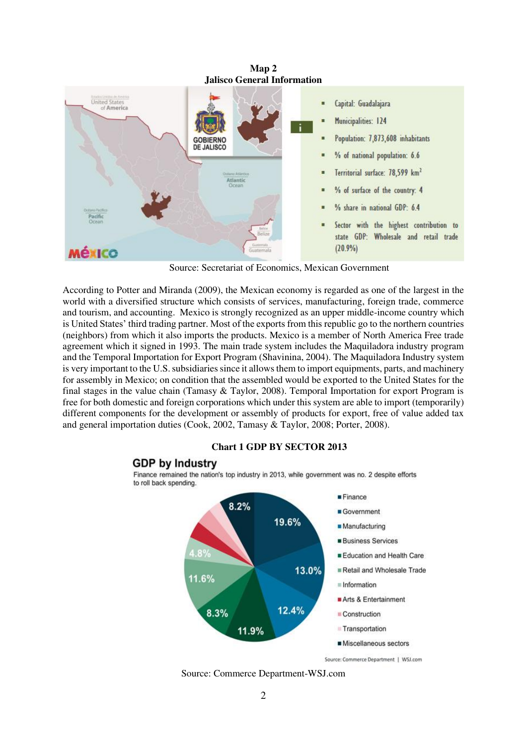**Map 2**
**Jalisco General Information**

- Capital: Guadalajara
- Municipalities: 124
- Population: 7,873,608 inhabitants
- % of national population: 6.6
- Territorial surface: 78,599 km$^2$
- % of surface of the country: 4
- % share in national GDP: 6.4
- Sector with the highest contribution to state GDP: Wholesale and retail trade (20.9%)

Source: Secretariat of Economics, Mexican Government

According to Potter and Miranda (2009), the Mexican economy is regarded as one of the largest in the world with a diversified structure which consists of services, manufacturing, foreign trade, commerce and tourism, and accounting. Mexico is strongly recognized as an upper middle-income country which is United States' third trading partner. Most of the exports from this republic go to the northern countries (neighbors) from which it also imports the products. Mexico is a member of North America Free trade agreement which it signed in 1993. The main trade system includes the Maquiladora industry program and the Temporal Importation for Export Program (Shavinina, 2004). The Maquiladora Industry system is very important to the U.S. subsidiaries since it allows them to import equipments, parts, and machinery for assembly in Mexico; on condition that the assembled would be exported to the United States for the final stages in the value chain (Tamasy & Taylor, 2008). Temporal Importation for export Program is free for both domestic and foreign corporations which under this system are able to import (temporarily) different components for the development or assembly of products for export, free of value added tax and general importation duties (Cook, 2002, Tamasy & Taylor, 2008; Porter, 2008).

**Chart 1 GDP BY SECTOR 2013**

**GDP by Industry**

Finance remained the nation's top industry in 2013, while government was no. 2 despite efforts to roll back spending.

- Finance: 19.6%
- Government: 13.0%
- Manufacturing: 12.4%
- Business Services: 11.9%
- Education and Health Care: 8.3%
- Retail and Wholesale Trade: 11.6%
- Information: 4.8%
- Arts & Entertainment
- Construction
- Transportation
- Miscellaneous sectors: 8.2%

Source: Commerce Department | WSJ.com

Source: Commerce Department-WSJ.com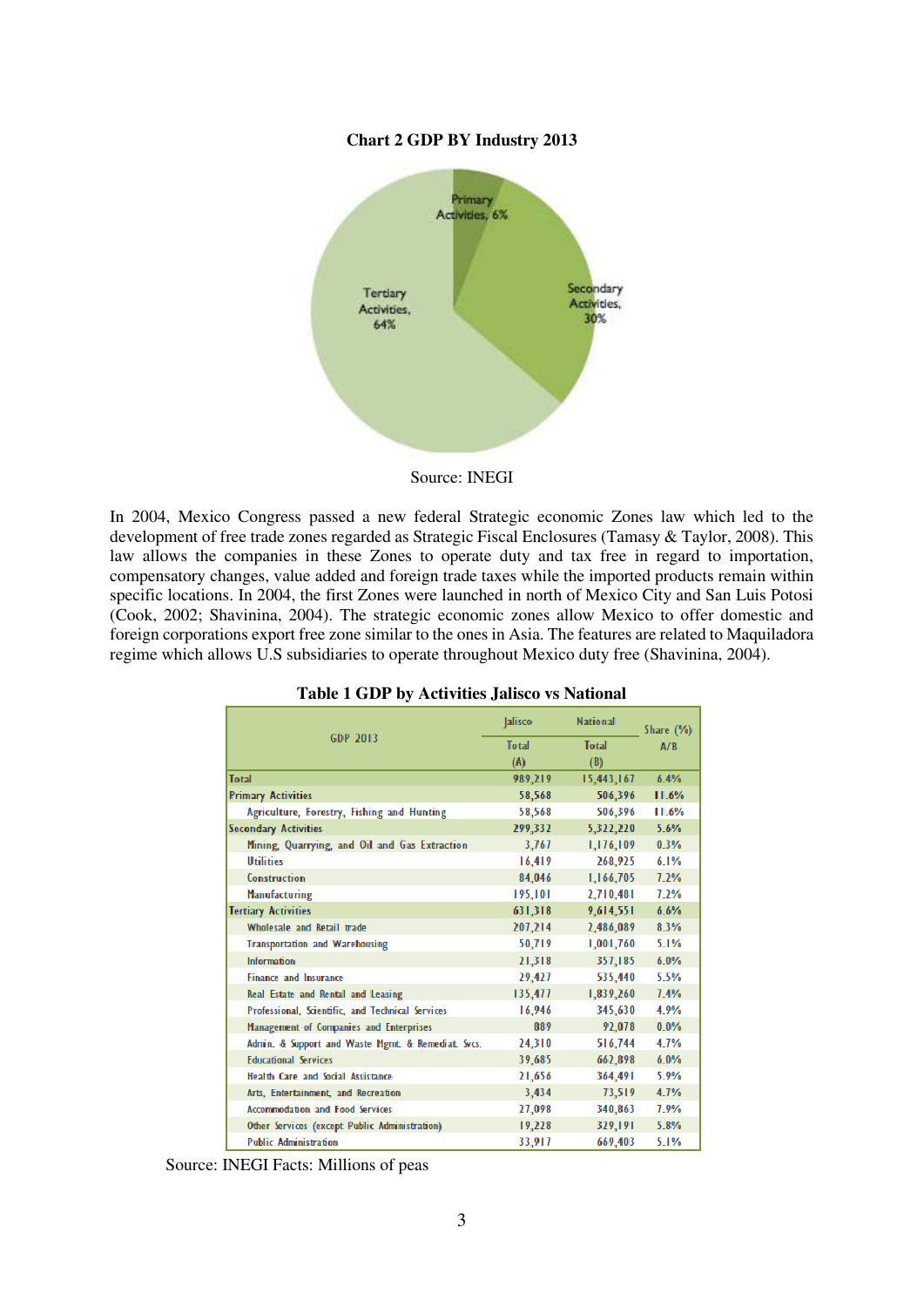**Chart 2 GDP BY Industry 2013**

Source: INEGI

In 2004, Mexico Congress passed a new federal Strategic economic Zones law which led to the development of free trade zones regarded as Strategic Fiscal Enclosures (Tamasy & Taylor, 2008). This law allows the companies in these Zones to operate duty and tax free in regard to importation, compensatory changes, value added and foreign trade taxes while the imported products remain within specific locations. In 2004, the first Zones were launched in north of Mexico City and San Luis Potosi (Cook, 2002; Shavinina, 2004). The strategic economic zones allow Mexico to offer domestic and foreign corporations export free zone similar to the ones in Asia. The features are related to Maquiladora regime which allows U.S subsidiaries to operate throughout Mexico duty free (Shavinina, 2004).

**Table 1 GDP by Activities Jalisco vs National**

| GDP 2013 | Jalisco Total (A) | National Total (B) | Share (%) A/B |
|---|---|---|---|
| Total | 989,219 | 15,443,167 | 6.4% |
| Primary Activities | 58,568 | 506,396 | 11.6% |
| Agriculture, Forestry, Fishing and Hunting | 58,568 | 506,396 | 11.6% |
| Secondary Activities | 299,332 | 5,322,220 | 5.6% |
| Mining, Quarrying, and Oil and Gas Extraction | 3,767 | 1,176,109 | 0.3% |
| Utilities | 16,419 | 268,925 | 6.1% |
| Construction | 84,046 | 1,166,705 | 7.2% |
| Manufacturing | 195,101 | 2,710,481 | 7.2% |
| Tertiary Activities | 631,318 | 9,614,551 | 6.6% |
| Wholesale and Retail trade | 207,214 | 2,486,089 | 8.3% |
| Transportation and Warehousing | 50,719 | 1,001,760 | 5.1% |
| Information | 21,318 | 357,185 | 6.0% |
| Finance and Insurance | 29,427 | 535,440 | 5.5% |
| Real Estate and Rental and Leasing | 135,477 | 1,839,260 | 7.4% |
| Professional, Scientific, and Technical Services | 16,946 | 345,630 | 4.9% |
| Management of Companies and Enterprises | 889 | 92,078 | 0.0% |
| Admin. & Support and Waste Mgmt. & Remediat. Svcs. | 24,310 | 516,744 | 4.7% |
| Educational Services | 39,685 | 662,898 | 6.0% |
| Health Care and Social Assistance | 21,656 | 364,491 | 5.9% |
| Arts, Entertainment, and Recreation | 3,434 | 73,519 | 4.7% |
| Accommodation and Food Services | 27,098 | 340,863 | 7.9% |
| Other Services (except Public Administration) | 19,228 | 329,191 | 5.8% |
| Public Administration | 33,917 | 669,403 | 5.1% |

Source: INEGI Facts: Millions of peas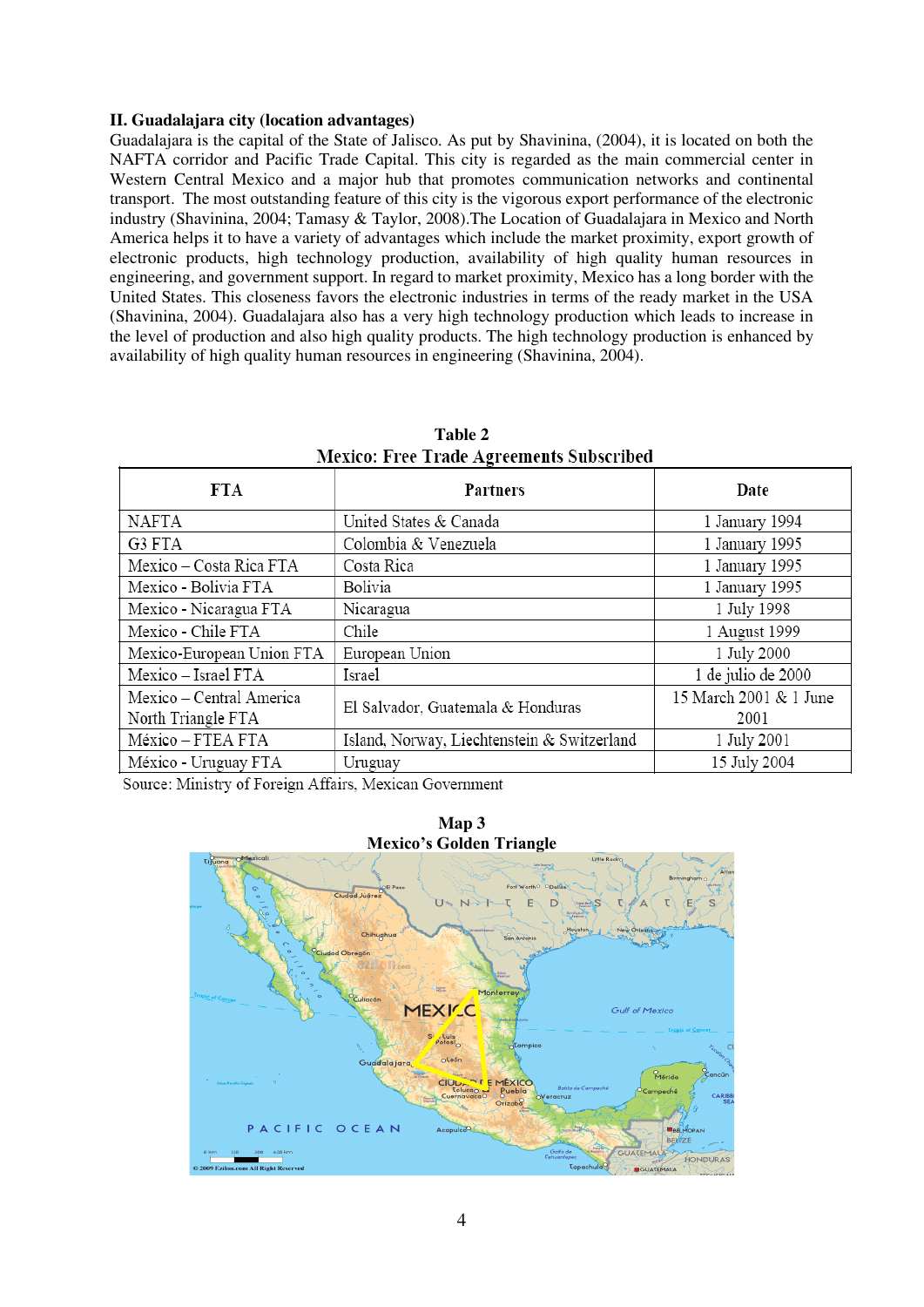## II. Guadalajara city (location advantages)

Guadalajara is the capital of the State of Jalisco. As put by Shavinina, (2004), it is located on both the NAFTA corridor and Pacific Trade Capital. This city is regarded as the main commercial center in Western Central Mexico and a major hub that promotes communication networks and continental transport. The most outstanding feature of this city is the vigorous export performance of the electronic industry (Shavinina, 2004; Tamasy & Taylor, 2008).The Location of Guadalajara in Mexico and North America helps it to have a variety of advantages which include the market proximity, export growth of electronic products, high technology production, availability of high quality human resources in engineering, and government support. In regard to market proximity, Mexico has a long border with the United States. This closeness favors the electronic industries in terms of the ready market in the USA (Shavinina, 2004). Guadalajara also has a very high technology production which leads to increase in the level of production and also high quality products. The high technology production is enhanced by availability of high quality human resources in engineering (Shavinina, 2004).

**Table 2**
**Mexico: Free Trade Agreements Subscribed**

| FTA | Partners | Date |
|---|---|---|
| NAFTA | United States & Canada | 1 January 1994 |
| G3 FTA | Colombia & Venezuela | 1 January 1995 |
| Mexico – Costa Rica FTA | Costa Rica | 1 January 1995 |
| Mexico - Bolivia FTA | Bolivia | 1 January 1995 |
| Mexico - Nicaragua FTA | Nicaragua | 1 July 1998 |
| Mexico - Chile FTA | Chile | 1 August 1999 |
| Mexico-European Union FTA | European Union | 1 July 2000 |
| Mexico – Israel FTA | Israel | 1 de julio de 2000 |
| Mexico – Central America North Triangle FTA | El Salvador, Guatemala & Honduras | 15 March 2001 & 1 June 2001 |
| México – FTEA FTA | Island, Norway, Liechtenstein & Switzerland | 1 July 2001 |
| México - Uruguay FTA | Uruguay | 15 July 2004 |

Source: Ministry of Foreign Affairs, Mexican Government

**Map 3**
**Mexico's Golden Triangle**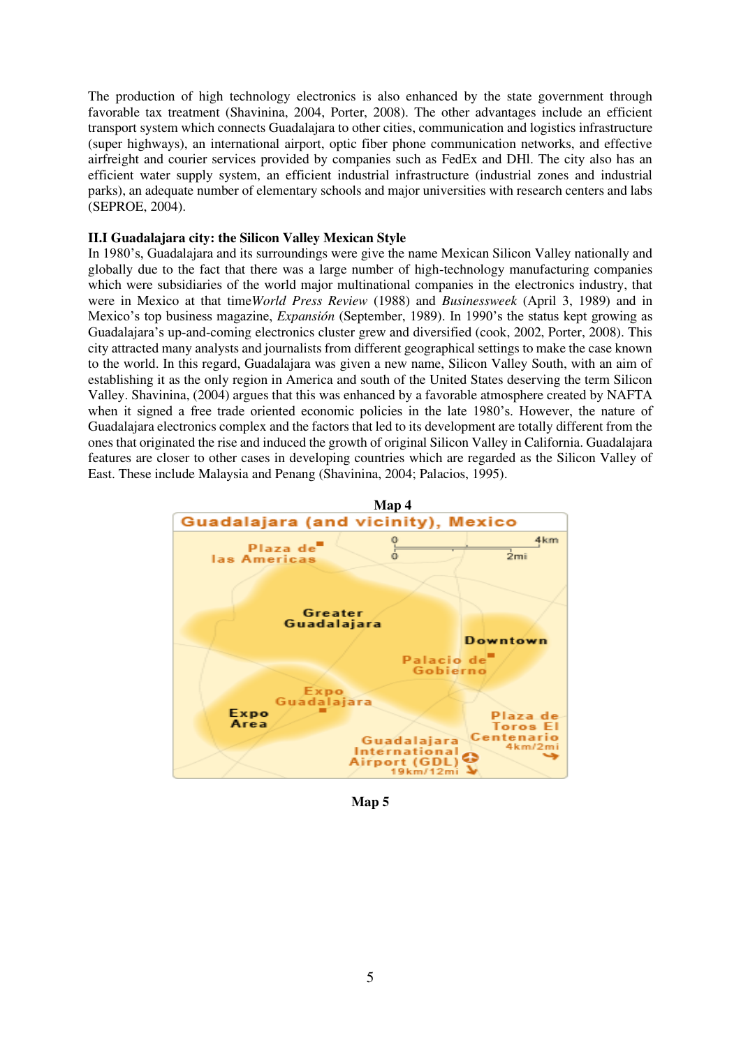The production of high technology electronics is also enhanced by the state government through favorable tax treatment (Shavinina, 2004, Porter, 2008). The other advantages include an efficient transport system which connects Guadalajara to other cities, communication and logistics infrastructure (super highways), an international airport, optic fiber phone communication networks, and effective airfreight and courier services provided by companies such as FedEx and DHl. The city also has an efficient water supply system, an efficient industrial infrastructure (industrial zones and industrial parks), an adequate number of elementary schools and major universities with research centers and labs (SEPROE, 2004).

**II.I Guadalajara city: the Silicon Valley Mexican Style**

In 1980's, Guadalajara and its surroundings were give the name Mexican Silicon Valley nationally and globally due to the fact that there was a large number of high-technology manufacturing companies which were subsidiaries of the world major multinational companies in the electronics industry, that were in Mexico at that time*World Press Review* (1988) and *Businessweek* (April 3, 1989) and in Mexico's top business magazine, *Expansión* (September, 1989). In 1990's the status kept growing as Guadalajara's up-and-coming electronics cluster grew and diversified (cook, 2002, Porter, 2008). This city attracted many analysts and journalists from different geographical settings to make the case known to the world. In this regard, Guadalajara was given a new name, Silicon Valley South, with an aim of establishing it as the only region in America and south of the United States deserving the term Silicon Valley. Shavinina, (2004) argues that this was enhanced by a favorable atmosphere created by NAFTA when it signed a free trade oriented economic policies in the late 1980's. However, the nature of Guadalajara electronics complex and the factors that led to its development are totally different from the ones that originated the rise and induced the growth of original Silicon Valley in California. Guadalajara features are closer to other cases in developing countries which are regarded as the Silicon Valley of East. These include Malaysia and Penang (Shavinina, 2004; Palacios, 1995).

**Map 4**

Guadalajara (and vicinity), Mexico

Plaza de las Americas · Greater Guadalajara · Downtown · Palacio de Gobierno · Expo Guadalajara · Expo Area · Plaza de Toros El Centenario 4km/2mi · Guadalajara International Airport (GDL) 19km/12mi · 0 – 4km, 0 – 2mi

**Map 5**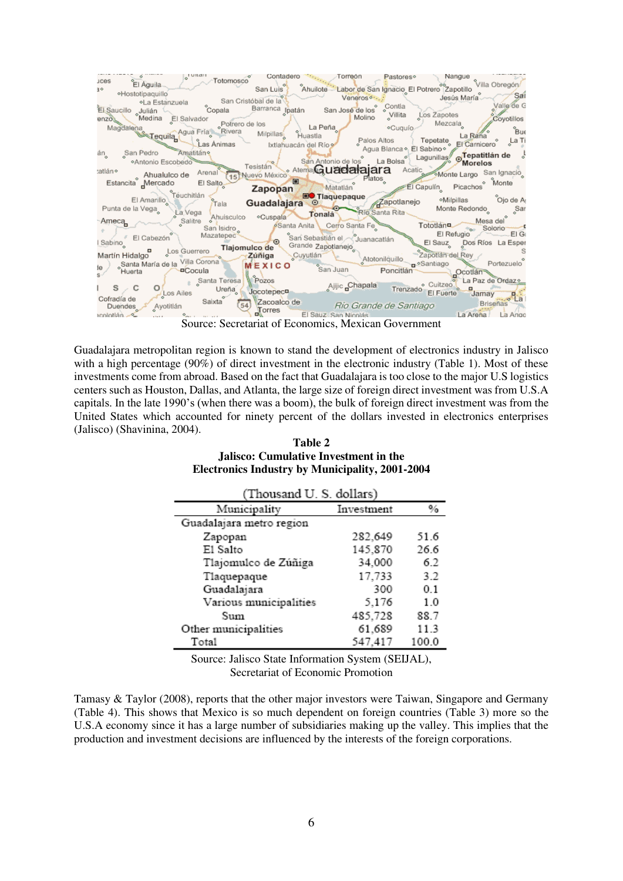Source: Secretariat of Economics, Mexican Government

Guadalajara metropolitan region is known to stand the development of electronics industry in Jalisco with a high percentage (90%) of direct investment in the electronic industry (Table 1). Most of these investments come from abroad. Based on the fact that Guadalajara is too close to the major U.S logistics centers such as Houston, Dallas, and Atlanta, the large size of foreign direct investment was from U.S.A capitals. In the late 1990's (when there was a boom), the bulk of foreign direct investment was from the United States which accounted for ninety percent of the dollars invested in electronics enterprises (Jalisco) (Shavinina, 2004).

**Table 2**
**Jalisco: Cumulative Investment in the Electronics Industry by Municipality, 2001-2004**

(Thousand U. S. dollars)

| Municipality | Investment | % |
|---|---|---|
| Guadalajara metro region | | |
| Zapopan | 282,649 | 51.6 |
| El Salto | 145,870 | 26.6 |
| Tlajomulco de Zúñiga | 34,000 | 6.2 |
| Tlaquepaque | 17,733 | 3.2 |
| Guadalajara | 300 | 0.1 |
| Various municipalities | 5,176 | 1.0 |
| Sum | 485,728 | 88.7 |
| Other municipalities | 61,689 | 11.3 |
| Total | 547,417 | 100.0 |

Source: Jalisco State Information System (SEIJAL), Secretariat of Economic Promotion

Tamasy & Taylor (2008), reports that the other major investors were Taiwan, Singapore and Germany (Table 4). This shows that Mexico is so much dependent on foreign countries (Table 3) more so the U.S.A economy since it has a large number of subsidiaries making up the valley. This implies that the production and investment decisions are influenced by the interests of the foreign corporations.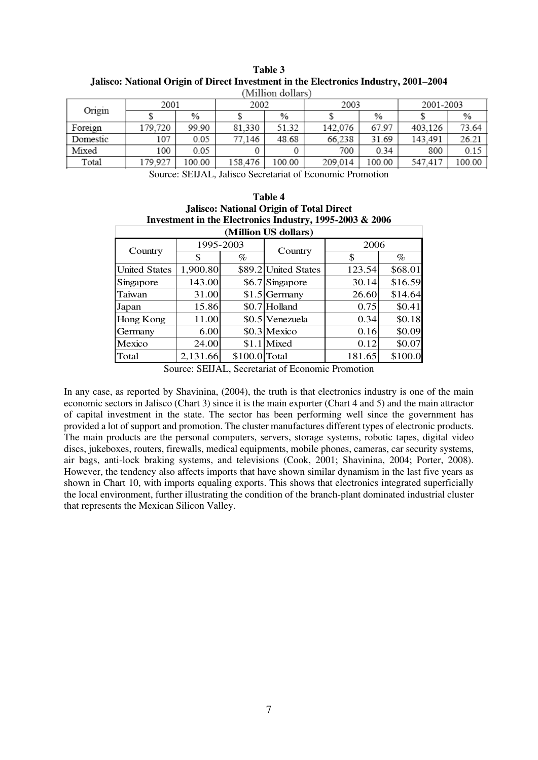**Table 3**
**Jalisco: National Origin of Direct Investment in the Electronics Industry, 2001–2004**
(Million dollars)

| Origin | 2001 | | 2002 | | 2003 | | 2001-2003 | |
|---|---|---|---|---|---|---|---|---|
| | $ | % | $ | % | $ | % | $ | % |
| Foreign | 179,720 | 99.90 | 81,330 | 51.32 | 142,076 | 67.97 | 403,126 | 73.64 |
| Domestic | 107 | 0.05 | 77,146 | 48.68 | 66,238 | 31.69 | 143,491 | 26.21 |
| Mixed | 100 | 0.05 | 0 | 0 | 700 | 0.34 | 800 | 0.15 |
| Total | 179,927 | 100.00 | 158,476 | 100.00 | 209,014 | 100.00 | 547,417 | 100.00 |

Source: SEIJAL, Jalisco Secretariat of Economic Promotion

**Table 4**
**Jalisco: National Origin of Total Direct Investment in the Electronics Industry, 1995-2003 & 2006**
**(Million US dollars)**

| Country | 1995-2003 | | Country | 2006 | |
|---|---|---|---|---|---|
| | $ | % | | $ | % |
| United States | 1,900.80 | $89.2 | United States | 123.54 | $68.01 |
| Singapore | 143.00 | $6.7 | Singapore | 30.14 | $16.59 |
| Taiwan | 31.00 | $1.5 | Germany | 26.60 | $14.64 |
| Japan | 15.86 | $0.7 | Holland | 0.75 | $0.41 |
| Hong Kong | 11.00 | $0.5 | Venezuela | 0.34 | $0.18 |
| Germany | 6.00 | $0.3 | Mexico | 0.16 | $0.09 |
| Mexico | 24.00 | $1.1 | Mixed | 0.12 | $0.07 |
| Total | 2,131.66 | $100.0 | Total | 181.65 | $100.0 |

Source: SEIJAL, Secretariat of Economic Promotion

In any case, as reported by Shavinina, (2004), the truth is that electronics industry is one of the main economic sectors in Jalisco (Chart 3) since it is the main exporter (Chart 4 and 5) and the main attractor of capital investment in the state. The sector has been performing well since the government has provided a lot of support and promotion. The cluster manufactures different types of electronic products. The main products are the personal computers, servers, storage systems, robotic tapes, digital video discs, jukeboxes, routers, firewalls, medical equipments, mobile phones, cameras, car security systems, air bags, anti-lock braking systems, and televisions (Cook, 2001; Shavinina, 2004; Porter, 2008). However, the tendency also affects imports that have shown similar dynamism in the last five years as shown in Chart 10, with imports equaling exports. This shows that electronics integrated superficially the local environment, further illustrating the condition of the branch-plant dominated industrial cluster that represents the Mexican Silicon Valley.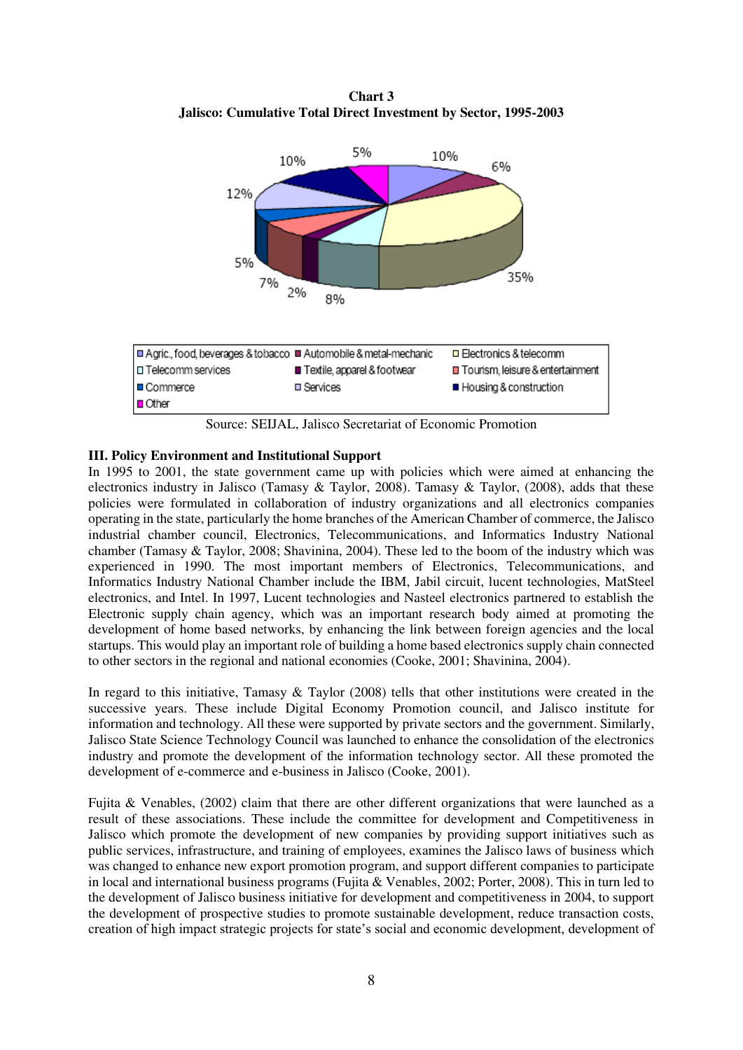**Chart 3**
**Jalisco: Cumulative Total Direct Investment by Sector, 1995-2003**

Source: SEIJAL, Jalisco Secretariat of Economic Promotion

### III. Policy Environment and Institutional Support

In 1995 to 2001, the state government came up with policies which were aimed at enhancing the electronics industry in Jalisco (Tamasy & Taylor, 2008). Tamasy & Taylor, (2008), adds that these policies were formulated in collaboration of industry organizations and all electronics companies operating in the state, particularly the home branches of the American Chamber of commerce, the Jalisco industrial chamber council, Electronics, Telecommunications, and Informatics Industry National chamber (Tamasy & Taylor, 2008; Shavinina, 2004). These led to the boom of the industry which was experienced in 1990. The most important members of Electronics, Telecommunications, and Informatics Industry National Chamber include the IBM, Jabil circuit, lucent technologies, MatSteel electronics, and Intel. In 1997, Lucent technologies and Nasteel electronics partnered to establish the Electronic supply chain agency, which was an important research body aimed at promoting the development of home based networks, by enhancing the link between foreign agencies and the local startups. This would play an important role of building a home based electronics supply chain connected to other sectors in the regional and national economies (Cooke, 2001; Shavinina, 2004).

In regard to this initiative, Tamasy & Taylor (2008) tells that other institutions were created in the successive years. These include Digital Economy Promotion council, and Jalisco institute for information and technology. All these were supported by private sectors and the government. Similarly, Jalisco State Science Technology Council was launched to enhance the consolidation of the electronics industry and promote the development of the information technology sector. All these promoted the development of e-commerce and e-business in Jalisco (Cooke, 2001).

Fujita & Venables, (2002) claim that there are other different organizations that were launched as a result of these associations. These include the committee for development and Competitiveness in Jalisco which promote the development of new companies by providing support initiatives such as public services, infrastructure, and training of employees, examines the Jalisco laws of business which was changed to enhance new export promotion program, and support different companies to participate in local and international business programs (Fujita & Venables, 2002; Porter, 2008). This in turn led to the development of Jalisco business initiative for development and competitiveness in 2004, to support the development of prospective studies to promote sustainable development, reduce transaction costs, creation of high impact strategic projects for state's social and economic development, development of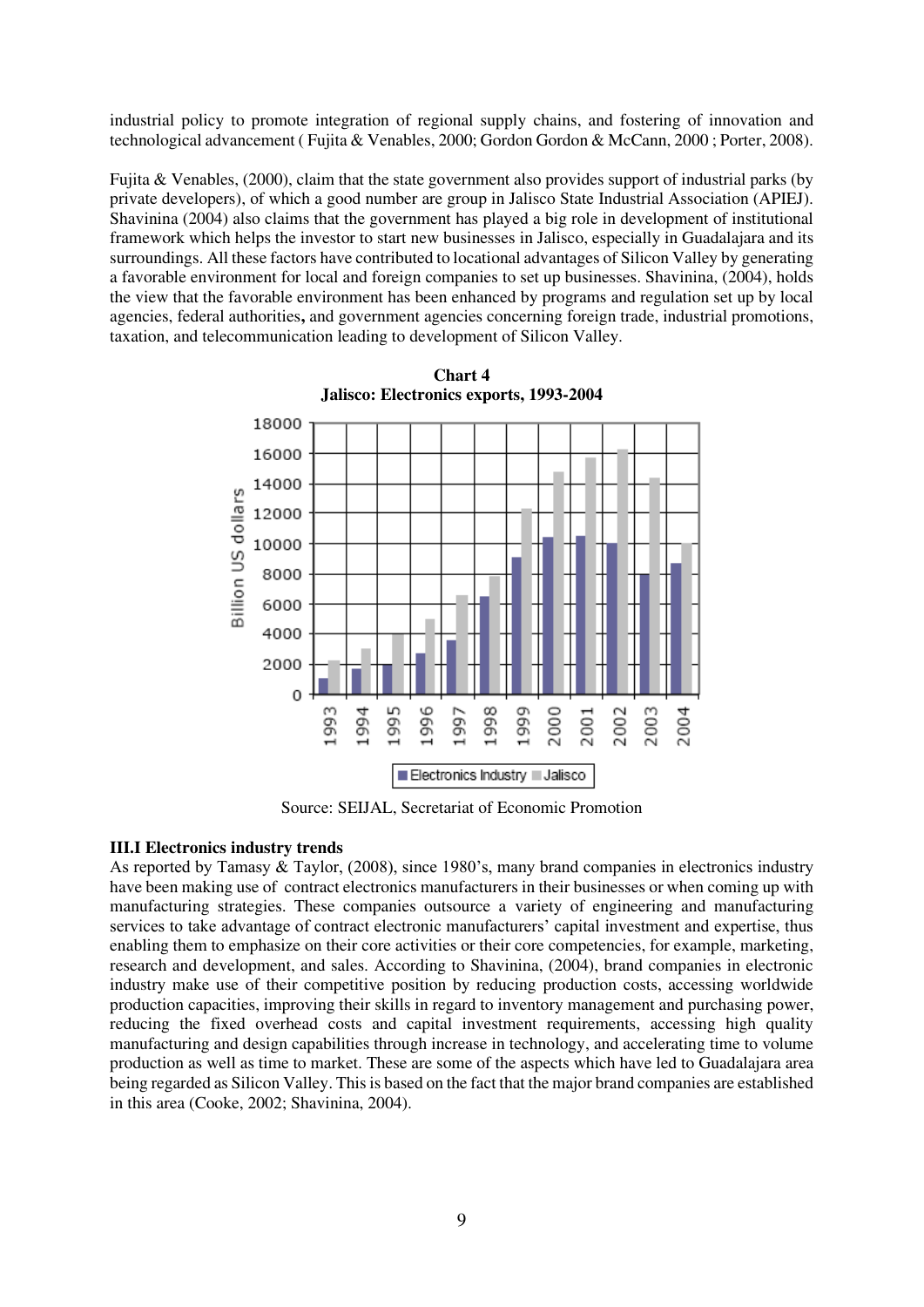industrial policy to promote integration of regional supply chains, and fostering of innovation and technological advancement ( Fujita & Venables, 2000; Gordon Gordon & McCann, 2000 ; Porter, 2008).

Fujita & Venables, (2000), claim that the state government also provides support of industrial parks (by private developers), of which a good number are group in Jalisco State Industrial Association (APIEJ). Shavinina (2004) also claims that the government has played a big role in development of institutional framework which helps the investor to start new businesses in Jalisco, especially in Guadalajara and its surroundings. All these factors have contributed to locational advantages of Silicon Valley by generating a favorable environment for local and foreign companies to set up businesses. Shavinina, (2004), holds the view that the favorable environment has been enhanced by programs and regulation set up by local agencies, federal authorities**,** and government agencies concerning foreign trade, industrial promotions, taxation, and telecommunication leading to development of Silicon Valley.

**Chart 4**
**Jalisco: Electronics exports, 1993-2004**

Source: SEIJAL, Secretariat of Economic Promotion

**III.I Electronics industry trends**

As reported by Tamasy & Taylor, (2008), since 1980's, many brand companies in electronics industry have been making use of contract electronics manufacturers in their businesses or when coming up with manufacturing strategies. These companies outsource a variety of engineering and manufacturing services to take advantage of contract electronic manufacturers' capital investment and expertise, thus enabling them to emphasize on their core activities or their core competencies, for example, marketing, research and development, and sales. According to Shavinina, (2004), brand companies in electronic industry make use of their competitive position by reducing production costs, accessing worldwide production capacities, improving their skills in regard to inventory management and purchasing power, reducing the fixed overhead costs and capital investment requirements, accessing high quality manufacturing and design capabilities through increase in technology, and accelerating time to volume production as well as time to market. These are some of the aspects which have led to Guadalajara area being regarded as Silicon Valley. This is based on the fact that the major brand companies are established in this area (Cooke, 2002; Shavinina, 2004).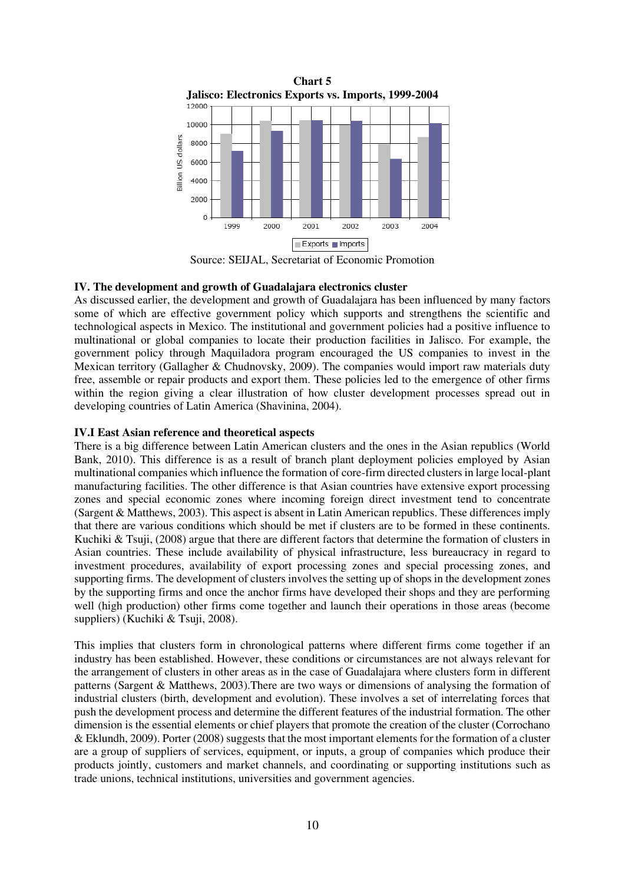**Chart 5**
**Jalisco: Electronics Exports vs. Imports, 1999-2004**

Source: SEIJAL, Secretariat of Economic Promotion

### IV. The development and growth of Guadalajara electronics cluster

As discussed earlier, the development and growth of Guadalajara has been influenced by many factors some of which are effective government policy which supports and strengthens the scientific and technological aspects in Mexico. The institutional and government policies had a positive influence to multinational or global companies to locate their production facilities in Jalisco. For example, the government policy through Maquiladora program encouraged the US companies to invest in the Mexican territory (Gallagher & Chudnovsky, 2009). The companies would import raw materials duty free, assemble or repair products and export them. These policies led to the emergence of other firms within the region giving a clear illustration of how cluster development processes spread out in developing countries of Latin America (Shavinina, 2004).

#### IV.I East Asian reference and theoretical aspects

There is a big difference between Latin American clusters and the ones in the Asian republics (World Bank, 2010). This difference is as a result of branch plant deployment policies employed by Asian multinational companies which influence the formation of core-firm directed clusters in large local-plant manufacturing facilities. The other difference is that Asian countries have extensive export processing zones and special economic zones where incoming foreign direct investment tend to concentrate (Sargent & Matthews, 2003). This aspect is absent in Latin American republics. These differences imply that there are various conditions which should be met if clusters are to be formed in these continents. Kuchiki & Tsuji, (2008) argue that there are different factors that determine the formation of clusters in Asian countries. These include availability of physical infrastructure, less bureaucracy in regard to investment procedures, availability of export processing zones and special processing zones, and supporting firms. The development of clusters involves the setting up of shops in the development zones by the supporting firms and once the anchor firms have developed their shops and they are performing well (high production) other firms come together and launch their operations in those areas (become suppliers) (Kuchiki & Tsuji, 2008).

This implies that clusters form in chronological patterns where different firms come together if an industry has been established. However, these conditions or circumstances are not always relevant for the arrangement of clusters in other areas as in the case of Guadalajara where clusters form in different patterns (Sargent & Matthews, 2003).There are two ways or dimensions of analysing the formation of industrial clusters (birth, development and evolution). These involves a set of interrelating forces that push the development process and determine the different features of the industrial formation. The other dimension is the essential elements or chief players that promote the creation of the cluster (Corrochano & Eklundh, 2009). Porter (2008) suggests that the most important elements for the formation of a cluster are a group of suppliers of services, equipment, or inputs, a group of companies which produce their products jointly, customers and market channels, and coordinating or supporting institutions such as trade unions, technical institutions, universities and government agencies.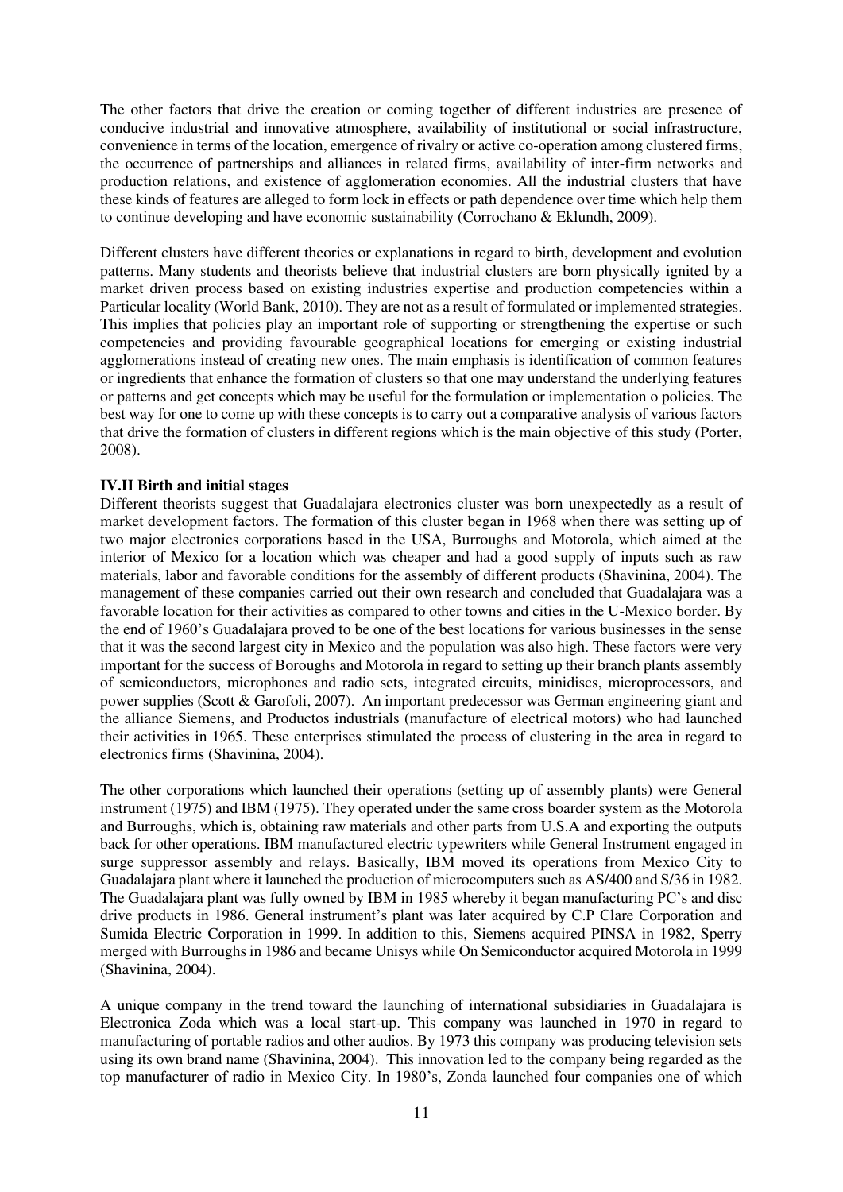The other factors that drive the creation or coming together of different industries are presence of conducive industrial and innovative atmosphere, availability of institutional or social infrastructure, convenience in terms of the location, emergence of rivalry or active co-operation among clustered firms, the occurrence of partnerships and alliances in related firms, availability of inter-firm networks and production relations, and existence of agglomeration economies. All the industrial clusters that have these kinds of features are alleged to form lock in effects or path dependence over time which help them to continue developing and have economic sustainability (Corrochano & Eklundh, 2009).

Different clusters have different theories or explanations in regard to birth, development and evolution patterns. Many students and theorists believe that industrial clusters are born physically ignited by a market driven process based on existing industries expertise and production competencies within a Particular locality (World Bank, 2010). They are not as a result of formulated or implemented strategies. This implies that policies play an important role of supporting or strengthening the expertise or such competencies and providing favourable geographical locations for emerging or existing industrial agglomerations instead of creating new ones. The main emphasis is identification of common features or ingredients that enhance the formation of clusters so that one may understand the underlying features or patterns and get concepts which may be useful for the formulation or implementation o policies. The best way for one to come up with these concepts is to carry out a comparative analysis of various factors that drive the formation of clusters in different regions which is the main objective of this study (Porter, 2008).

**IV.II Birth and initial stages**

Different theorists suggest that Guadalajara electronics cluster was born unexpectedly as a result of market development factors. The formation of this cluster began in 1968 when there was setting up of two major electronics corporations based in the USA, Burroughs and Motorola, which aimed at the interior of Mexico for a location which was cheaper and had a good supply of inputs such as raw materials, labor and favorable conditions for the assembly of different products (Shavinina, 2004). The management of these companies carried out their own research and concluded that Guadalajara was a favorable location for their activities as compared to other towns and cities in the U-Mexico border. By the end of 1960's Guadalajara proved to be one of the best locations for various businesses in the sense that it was the second largest city in Mexico and the population was also high. These factors were very important for the success of Boroughs and Motorola in regard to setting up their branch plants assembly of semiconductors, microphones and radio sets, integrated circuits, minidiscs, microprocessors, and power supplies (Scott & Garofoli, 2007). An important predecessor was German engineering giant and the alliance Siemens, and Productos industrials (manufacture of electrical motors) who had launched their activities in 1965. These enterprises stimulated the process of clustering in the area in regard to electronics firms (Shavinina, 2004).

The other corporations which launched their operations (setting up of assembly plants) were General instrument (1975) and IBM (1975). They operated under the same cross boarder system as the Motorola and Burroughs, which is, obtaining raw materials and other parts from U.S.A and exporting the outputs back for other operations. IBM manufactured electric typewriters while General Instrument engaged in surge suppressor assembly and relays. Basically, IBM moved its operations from Mexico City to Guadalajara plant where it launched the production of microcomputers such as AS/400 and S/36 in 1982. The Guadalajara plant was fully owned by IBM in 1985 whereby it began manufacturing PC's and disc drive products in 1986. General instrument's plant was later acquired by C.P Clare Corporation and Sumida Electric Corporation in 1999. In addition to this, Siemens acquired PINSA in 1982, Sperry merged with Burroughs in 1986 and became Unisys while On Semiconductor acquired Motorola in 1999 (Shavinina, 2004).

A unique company in the trend toward the launching of international subsidiaries in Guadalajara is Electronica Zoda which was a local start-up. This company was launched in 1970 in regard to manufacturing of portable radios and other audios. By 1973 this company was producing television sets using its own brand name (Shavinina, 2004). This innovation led to the company being regarded as the top manufacturer of radio in Mexico City. In 1980's, Zonda launched four companies one of which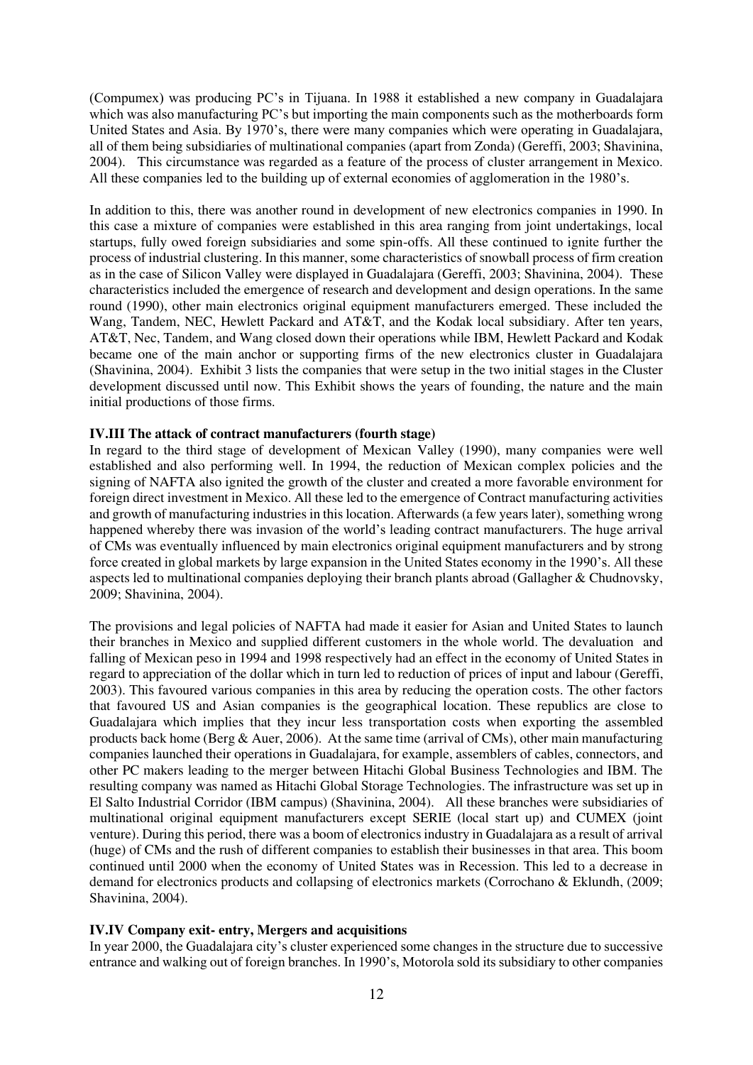(Compumex) was producing PC's in Tijuana. In 1988 it established a new company in Guadalajara which was also manufacturing PC's but importing the main components such as the motherboards form United States and Asia. By 1970's, there were many companies which were operating in Guadalajara, all of them being subsidiaries of multinational companies (apart from Zonda) (Gereffi, 2003; Shavinina, 2004). This circumstance was regarded as a feature of the process of cluster arrangement in Mexico. All these companies led to the building up of external economies of agglomeration in the 1980's.

In addition to this, there was another round in development of new electronics companies in 1990. In this case a mixture of companies were established in this area ranging from joint undertakings, local startups, fully owed foreign subsidiaries and some spin-offs. All these continued to ignite further the process of industrial clustering. In this manner, some characteristics of snowball process of firm creation as in the case of Silicon Valley were displayed in Guadalajara (Gereffi, 2003; Shavinina, 2004). These characteristics included the emergence of research and development and design operations. In the same round (1990), other main electronics original equipment manufacturers emerged. These included the Wang, Tandem, NEC, Hewlett Packard and AT&T, and the Kodak local subsidiary. After ten years, AT&T, Nec, Tandem, and Wang closed down their operations while IBM, Hewlett Packard and Kodak became one of the main anchor or supporting firms of the new electronics cluster in Guadalajara (Shavinina, 2004). Exhibit 3 lists the companies that were setup in the two initial stages in the Cluster development discussed until now. This Exhibit shows the years of founding, the nature and the main initial productions of those firms.

### IV.III The attack of contract manufacturers (fourth stage)

In regard to the third stage of development of Mexican Valley (1990), many companies were well established and also performing well. In 1994, the reduction of Mexican complex policies and the signing of NAFTA also ignited the growth of the cluster and created a more favorable environment for foreign direct investment in Mexico. All these led to the emergence of Contract manufacturing activities and growth of manufacturing industries in this location. Afterwards (a few years later), something wrong happened whereby there was invasion of the world's leading contract manufacturers. The huge arrival of CMs was eventually influenced by main electronics original equipment manufacturers and by strong force created in global markets by large expansion in the United States economy in the 1990's. All these aspects led to multinational companies deploying their branch plants abroad (Gallagher & Chudnovsky, 2009; Shavinina, 2004).

The provisions and legal policies of NAFTA had made it easier for Asian and United States to launch their branches in Mexico and supplied different customers in the whole world. The devaluation and falling of Mexican peso in 1994 and 1998 respectively had an effect in the economy of United States in regard to appreciation of the dollar which in turn led to reduction of prices of input and labour (Gereffi, 2003). This favoured various companies in this area by reducing the operation costs. The other factors that favoured US and Asian companies is the geographical location. These republics are close to Guadalajara which implies that they incur less transportation costs when exporting the assembled products back home (Berg & Auer, 2006). At the same time (arrival of CMs), other main manufacturing companies launched their operations in Guadalajara, for example, assemblers of cables, connectors, and other PC makers leading to the merger between Hitachi Global Business Technologies and IBM. The resulting company was named as Hitachi Global Storage Technologies. The infrastructure was set up in El Salto Industrial Corridor (IBM campus) (Shavinina, 2004). All these branches were subsidiaries of multinational original equipment manufacturers except SERIE (local start up) and CUMEX (joint venture). During this period, there was a boom of electronics industry in Guadalajara as a result of arrival (huge) of CMs and the rush of different companies to establish their businesses in that area. This boom continued until 2000 when the economy of United States was in Recession. This led to a decrease in demand for electronics products and collapsing of electronics markets (Corrochano & Eklundh, (2009; Shavinina, 2004).

### IV.IV Company exit- entry, Mergers and acquisitions

In year 2000, the Guadalajara city's cluster experienced some changes in the structure due to successive entrance and walking out of foreign branches. In 1990's, Motorola sold its subsidiary to other companies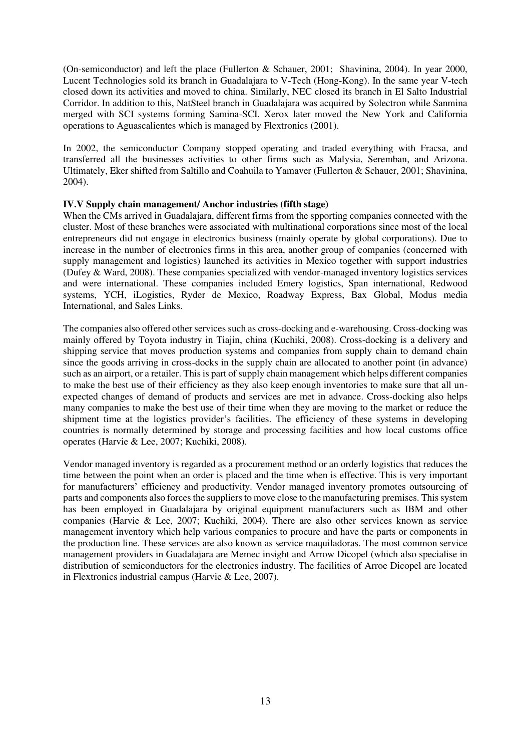(On-semiconductor) and left the place (Fullerton & Schauer, 2001;  Shavinina, 2004). In year 2000, Lucent Technologies sold its branch in Guadalajara to V-Tech (Hong-Kong). In the same year V-tech closed down its activities and moved to china. Similarly, NEC closed its branch in El Salto Industrial Corridor. In addition to this, NatSteel branch in Guadalajara was acquired by Solectron while Sanmina merged with SCI systems forming Samina-SCI. Xerox later moved the New York and California operations to Aguascalientes which is managed by Flextronics (2001).

In 2002, the semiconductor Company stopped operating and traded everything with Fracsa, and transferred all the businesses activities to other firms such as Malysia, Seremban, and Arizona. Ultimately, Eker shifted from Saltillo and Coahuila to Yamaver (Fullerton & Schauer, 2001; Shavinina, 2004).

### IV.V Supply chain management/ Anchor industries (fifth stage)

When the CMs arrived in Guadalajara, different firms from the spporting companies connected with the cluster. Most of these branches were associated with multinational corporations since most of the local entrepreneurs did not engage in electronics business (mainly operate by global corporations). Due to increase in the number of electronics firms in this area, another group of companies (concerned with supply management and logistics) launched its activities in Mexico together with support industries (Dufey & Ward, 2008). These companies specialized with vendor-managed inventory logistics services and were international. These companies included Emery logistics, Span international, Redwood systems, YCH, iLogistics, Ryder de Mexico, Roadway Express, Bax Global, Modus media International, and Sales Links.

The companies also offered other services such as cross-docking and e-warehousing. Cross-docking was mainly offered by Toyota industry in Tiajin, china (Kuchiki, 2008). Cross-docking is a delivery and shipping service that moves production systems and companies from supply chain to demand chain since the goods arriving in cross-docks in the supply chain are allocated to another point (in advance) such as an airport, or a retailer. This is part of supply chain management which helps different companies to make the best use of their efficiency as they also keep enough inventories to make sure that all un-expected changes of demand of products and services are met in advance. Cross-docking also helps many companies to make the best use of their time when they are moving to the market or reduce the shipment time at the logistics provider's facilities. The efficiency of these systems in developing countries is normally determined by storage and processing facilities and how local customs office operates (Harvie & Lee, 2007; Kuchiki, 2008).

Vendor managed inventory is regarded as a procurement method or an orderly logistics that reduces the time between the point when an order is placed and the time when is effective. This is very important for manufacturers' efficiency and productivity. Vendor managed inventory promotes outsourcing of parts and components also forces the suppliers to move close to the manufacturing premises. This system has been employed in Guadalajara by original equipment manufacturers such as IBM and other companies (Harvie & Lee, 2007; Kuchiki, 2004). There are also other services known as service management inventory which help various companies to procure and have the parts or components in the production line. These services are also known as service maquiladoras. The most common service management providers in Guadalajara are Memec insight and Arrow Dicopel (which also specialise in distribution of semiconductors for the electronics industry. The facilities of Arroe Dicopel are located in Flextronics industrial campus (Harvie & Lee, 2007).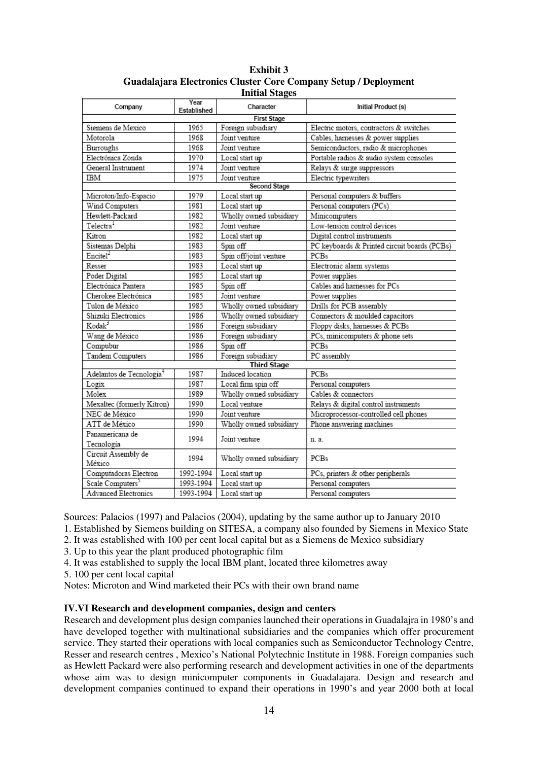**Exhibit 3**
**Guadalajara Electronics Cluster Core Company Setup / Deployment**
**Initial Stages**

| Company | Year Established | Character | Initial Product (s) |
|---|---|---|---|
| **First Stage** | | | |
| Siemens de Mexico | 1965 | Foreign subsidiary | Electric motors, contractors & switches |
| Motorola | 1968 | Joint venture | Cables, harnesses & power supplies |
| Burroughs | 1968 | Joint venture | Semiconductors, radio & microphones |
| Electrónica Zonda | 1970 | Local start up | Portable radios & audio system consoles |
| General Instrument | 1974 | Joint venture | Relays & surge suppressors |
| IBM | 1975 | Joint venture | Electric typewriters |
| **Second Stage** | | | |
| Microton/Info-Espacio | 1979 | Local start up | Personal computers & buffers |
| Wind Computers | 1981 | Local start up | Personal computers (PCs) |
| Hewlett-Packard | 1982 | Wholly owned subsidiary | Minicomputers |
| Telectra[1] | 1982 | Joint venture | Low-tension control devices |
| Kitron | 1982 | Local start up | Digital control instruments |
| Sistemas Delphi | 1983 | Spin off | PC keyboards & Printed circuit boards (PCBs) |
| Encitel[2] | 1983 | Spin off/joint venture | PCBs |
| Resser | 1983 | Local start up | Electronic alarm systems |
| Poder Digital | 1985 | Local start up | Power supplies |
| Electrónica Pantera | 1985 | Spin off | Cables and harnesses for PCs |
| Cherokee Electrónica | 1985 | Joint venture | Power supplies |
| Tulon de México | 1985 | Wholly owned subsidiary | Drills for PCB assembly |
| Shizuki Electronics | 1986 | Wholly owned subsidiary | Connectors & moulded capacitors |
| Kodak[3] | 1986 | Foreign subsidiary | Floppy disks, harnesses & PCBs |
| Wang de México | 1986 | Foreign subsidiary | PCs, minicomputers & phone sets |
| Compubur | 1986 | Spin off | PCBs |
| Tandem Computers | 1986 | Foreign subsidiary | PC assembly |
| **Third Stage** | | | |
| Adelantos de Tecnología[4] | 1987 | Induced location | PCBs |
| Logix | 1987 | Local firm spin off | Personal computers |
| Molex | 1989 | Wholly owned subsidiary | Cables & connectors |
| Mexaltec (formerly Kitron) | 1990 | Local venture | Relays & digital control instruments |
| NEC de México | 1990 | Joint venture | Microprocessor-controlled cell phones |
| ATT de México | 1990 | Wholly owned subsidiary | Phone answering machines |
| Panamericana de Tecnología | 1994 | Joint venture | n. a. |
| Circuit Assembly de México | 1994 | Wholly owned subsidiary | PCBs |
| Computadoras Electron | 1992-1994 | Local start up | PCs, printers & other peripherals |
| Scale Computers[5] | 1993-1994 | Local start up | Personal computers |
| Advanced Electronics | 1993-1994 | Local start up | Personal computers |

Sources: Palacios (1997) and Palacios (2004), updating by the same author up to January 2010

1. Established by Siemens building on SITESA, a company also founded by Siemens in Mexico State
2. It was established with 100 per cent local capital but as a Siemens de Mexico subsidiary
3. Up to this year the plant produced photographic film
4. It was established to supply the local IBM plant, located three kilometres away
5. 100 per cent local capital

Notes: Microton and Wind marketed their PCs with their own brand name

### IV.VI Research and development companies, design and centers

Research and development plus design companies launched their operations in Guadalajra in 1980's and have developed together with multinational subsidiaries and the companies which offer procurement service. They started their operations with local companies such as Semiconductor Technology Centre, Resser and research centres , Mexico's National Polytechnic Institute in 1988. Foreign companies such as Hewlett Packard were also performing research and development activities in one of the departments whose aim was to design minicomputer components in Guadalajara. Design and research and development companies continued to expand their operations in 1990's and year 2000 both at local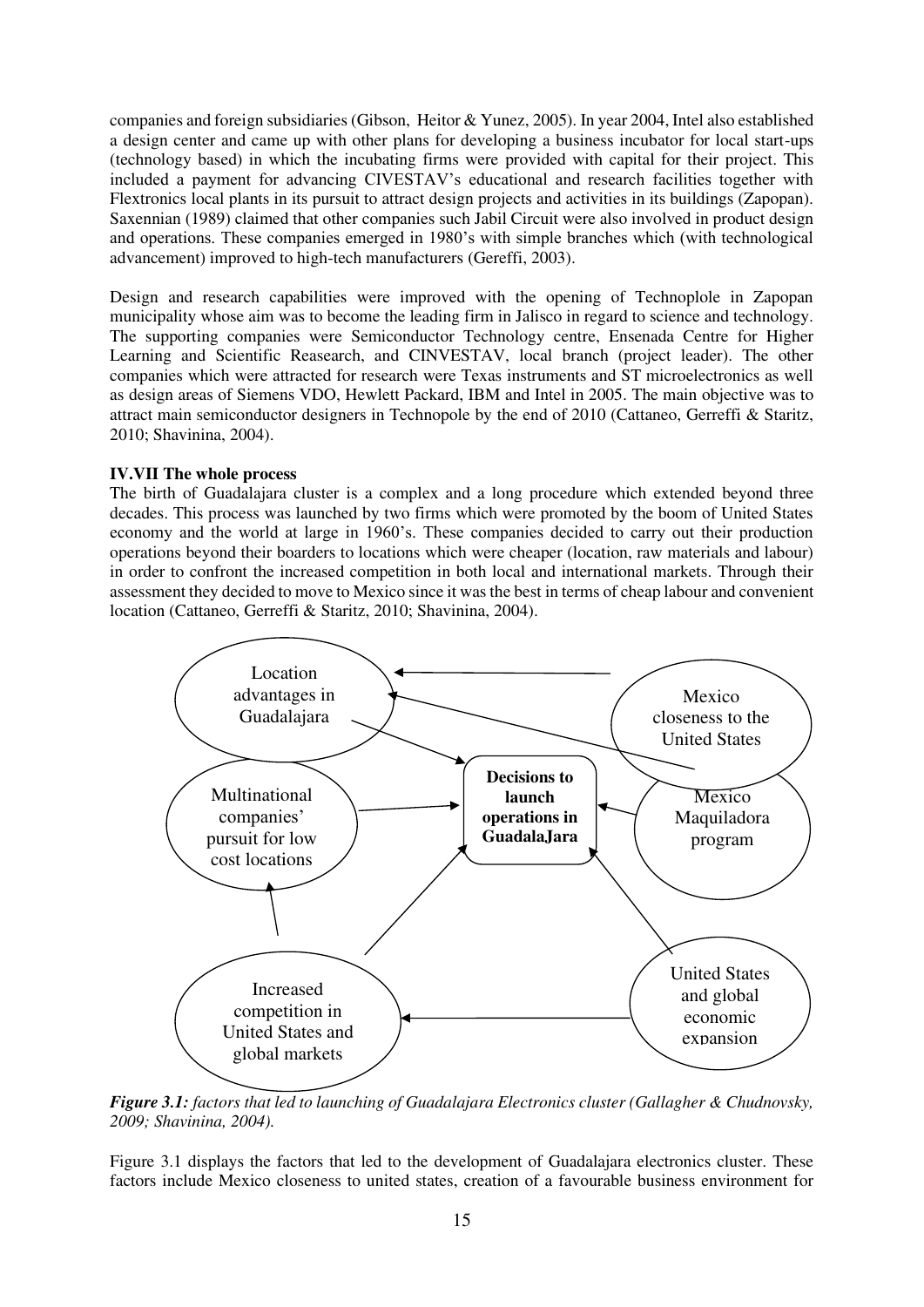companies and foreign subsidiaries (Gibson, Heitor & Yunez, 2005). In year 2004, Intel also established a design center and came up with other plans for developing a business incubator for local start-ups (technology based) in which the incubating firms were provided with capital for their project. This included a payment for advancing CIVESTAV's educational and research facilities together with Flextronics local plants in its pursuit to attract design projects and activities in its buildings (Zapopan). Saxennian (1989) claimed that other companies such Jabil Circuit were also involved in product design and operations. These companies emerged in 1980's with simple branches which (with technological advancement) improved to high-tech manufacturers (Gereffi, 2003).

Design and research capabilities were improved with the opening of Technoplole in Zapopan municipality whose aim was to become the leading firm in Jalisco in regard to science and technology. The supporting companies were Semiconductor Technology centre, Ensenada Centre for Higher Learning and Scientific Reasearch, and CINVESTAV, local branch (project leader). The other companies which were attracted for research were Texas instruments and ST microelectronics as well as design areas of Siemens VDO, Hewlett Packard, IBM and Intel in 2005. The main objective was to attract main semiconductor designers in Technopole by the end of 2010 (Cattaneo, Gerreffi & Staritz, 2010; Shavinina, 2004).

**IV.VII The whole process**

The birth of Guadalajara cluster is a complex and a long procedure which extended beyond three decades. This process was launched by two firms which were promoted by the boom of United States economy and the world at large in 1960's. These companies decided to carry out their production operations beyond their boarders to locations which were cheaper (location, raw materials and labour) in order to confront the increased competition in both local and international markets. Through their assessment they decided to move to Mexico since it was the best in terms of cheap labour and convenient location (Cattaneo, Gerreffi & Staritz, 2010; Shavinina, 2004).

Location advantages in Guadalajara

Mexico closeness to the United States

Decisions to launch operations in GuadalaJara

Multinational companies' pursuit for low cost locations

Mexico Maquiladora program

Increased competition in United States and global markets

United States and global economic expansion

***Figure 3.1:*** *factors that led to launching of Guadalajara Electronics cluster (Gallagher & Chudnovsky, 2009; Shavinina, 2004).*

Figure 3.1 displays the factors that led to the development of Guadalajara electronics cluster. These factors include Mexico closeness to united states, creation of a favourable business environment for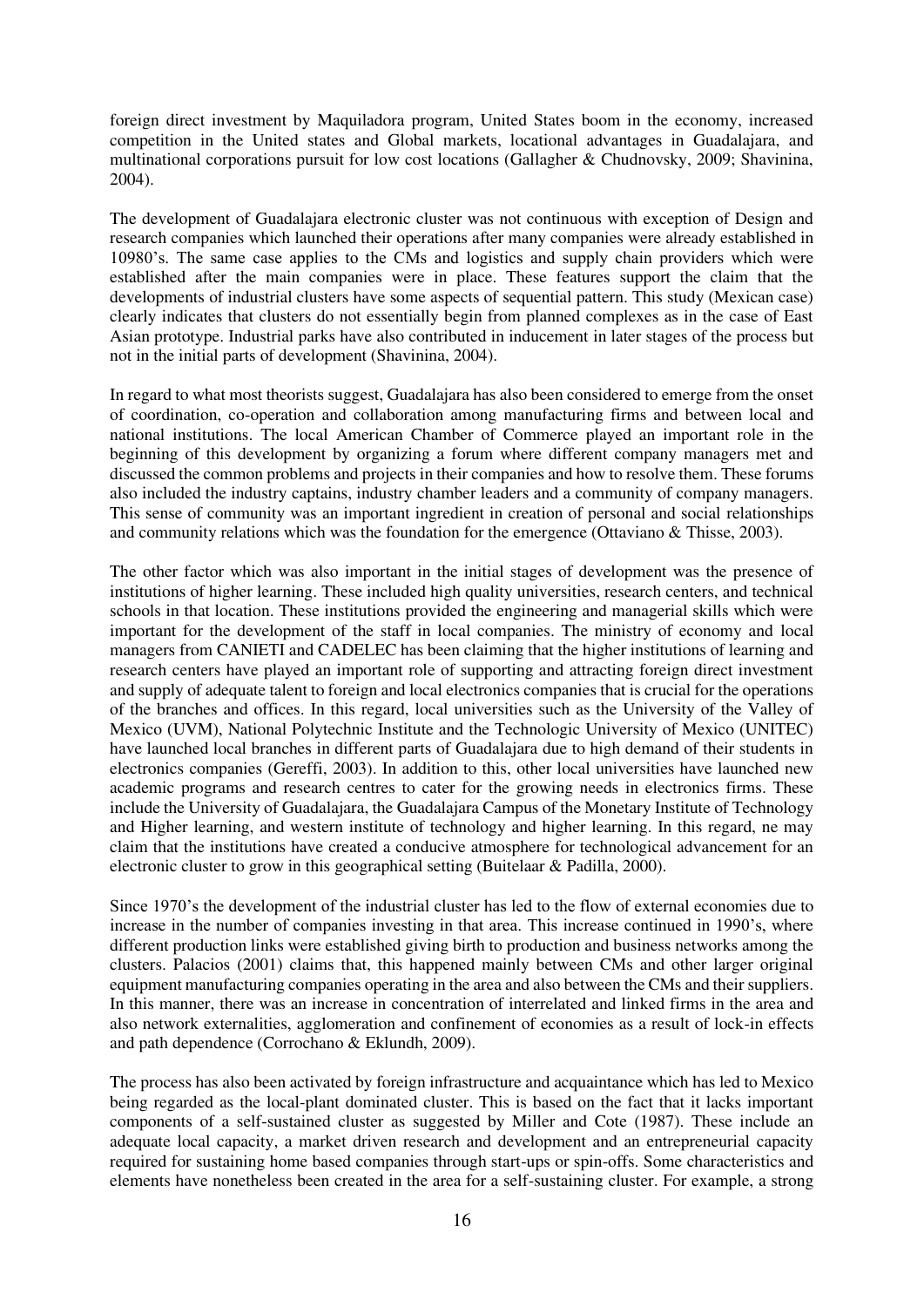foreign direct investment by Maquiladora program, United States boom in the economy, increased competition in the United states and Global markets, locational advantages in Guadalajara, and multinational corporations pursuit for low cost locations (Gallagher & Chudnovsky, 2009; Shavinina, 2004).

The development of Guadalajara electronic cluster was not continuous with exception of Design and research companies which launched their operations after many companies were already established in 10980's. The same case applies to the CMs and logistics and supply chain providers which were established after the main companies were in place. These features support the claim that the developments of industrial clusters have some aspects of sequential pattern. This study (Mexican case) clearly indicates that clusters do not essentially begin from planned complexes as in the case of East Asian prototype. Industrial parks have also contributed in inducement in later stages of the process but not in the initial parts of development (Shavinina, 2004).

In regard to what most theorists suggest, Guadalajara has also been considered to emerge from the onset of coordination, co-operation and collaboration among manufacturing firms and between local and national institutions. The local American Chamber of Commerce played an important role in the beginning of this development by organizing a forum where different company managers met and discussed the common problems and projects in their companies and how to resolve them. These forums also included the industry captains, industry chamber leaders and a community of company managers. This sense of community was an important ingredient in creation of personal and social relationships and community relations which was the foundation for the emergence (Ottaviano & Thisse, 2003).

The other factor which was also important in the initial stages of development was the presence of institutions of higher learning. These included high quality universities, research centers, and technical schools in that location. These institutions provided the engineering and managerial skills which were important for the development of the staff in local companies. The ministry of economy and local managers from CANIETI and CADELEC has been claiming that the higher institutions of learning and research centers have played an important role of supporting and attracting foreign direct investment and supply of adequate talent to foreign and local electronics companies that is crucial for the operations of the branches and offices. In this regard, local universities such as the University of the Valley of Mexico (UVM), National Polytechnic Institute and the Technologic University of Mexico (UNITEC) have launched local branches in different parts of Guadalajara due to high demand of their students in electronics companies (Gereffi, 2003). In addition to this, other local universities have launched new academic programs and research centres to cater for the growing needs in electronics firms. These include the University of Guadalajara, the Guadalajara Campus of the Monetary Institute of Technology and Higher learning, and western institute of technology and higher learning. In this regard, ne may claim that the institutions have created a conducive atmosphere for technological advancement for an electronic cluster to grow in this geographical setting (Buitelaar & Padilla, 2000).

Since 1970's the development of the industrial cluster has led to the flow of external economies due to increase in the number of companies investing in that area. This increase continued in 1990's, where different production links were established giving birth to production and business networks among the clusters. Palacios (2001) claims that, this happened mainly between CMs and other larger original equipment manufacturing companies operating in the area and also between the CMs and their suppliers. In this manner, there was an increase in concentration of interrelated and linked firms in the area and also network externalities, agglomeration and confinement of economies as a result of lock-in effects and path dependence (Corrochano & Eklundh, 2009).

The process has also been activated by foreign infrastructure and acquaintance which has led to Mexico being regarded as the local-plant dominated cluster. This is based on the fact that it lacks important components of a self-sustained cluster as suggested by Miller and Cote (1987). These include an adequate local capacity, a market driven research and development and an entrepreneurial capacity required for sustaining home based companies through start-ups or spin-offs. Some characteristics and elements have nonetheless been created in the area for a self-sustaining cluster. For example, a strong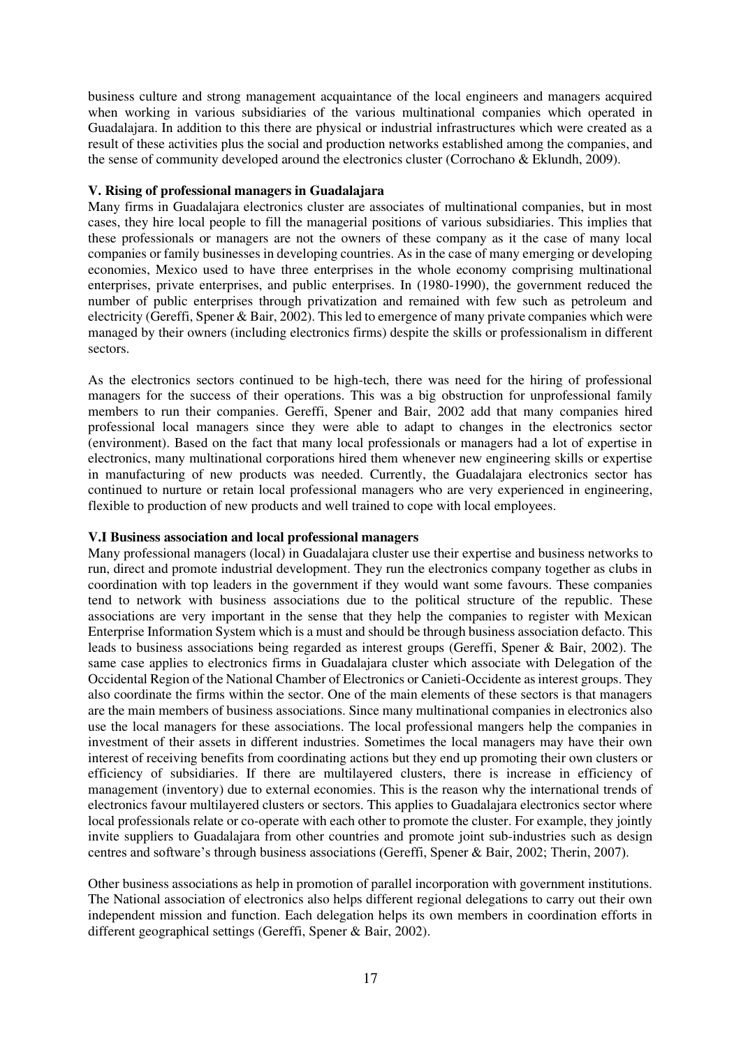business culture and strong management acquaintance of the local engineers and managers acquired when working in various subsidiaries of the various multinational companies which operated in Guadalajara. In addition to this there are physical or industrial infrastructures which were created as a result of these activities plus the social and production networks established among the companies, and the sense of community developed around the electronics cluster (Corrochano & Eklundh, 2009).

## V. Rising of professional managers in Guadalajara

Many firms in Guadalajara electronics cluster are associates of multinational companies, but in most cases, they hire local people to fill the managerial positions of various subsidiaries. This implies that these professionals or managers are not the owners of these company as it the case of many local companies or family businesses in developing countries. As in the case of many emerging or developing economies, Mexico used to have three enterprises in the whole economy comprising multinational enterprises, private enterprises, and public enterprises. In (1980-1990), the government reduced the number of public enterprises through privatization and remained with few such as petroleum and electricity (Gereffi, Spener & Bair, 2002). This led to emergence of many private companies which were managed by their owners (including electronics firms) despite the skills or professionalism in different sectors.

As the electronics sectors continued to be high-tech, there was need for the hiring of professional managers for the success of their operations. This was a big obstruction for unprofessional family members to run their companies. Gereffi, Spener and Bair, 2002 add that many companies hired professional local managers since they were able to adapt to changes in the electronics sector (environment). Based on the fact that many local professionals or managers had a lot of expertise in electronics, many multinational corporations hired them whenever new engineering skills or expertise in manufacturing of new products was needed. Currently, the Guadalajara electronics sector has continued to nurture or retain local professional managers who are very experienced in engineering, flexible to production of new products and well trained to cope with local employees.

### V.I Business association and local professional managers

Many professional managers (local) in Guadalajara cluster use their expertise and business networks to run, direct and promote industrial development. They run the electronics company together as clubs in coordination with top leaders in the government if they would want some favours. These companies tend to network with business associations due to the political structure of the republic. These associations are very important in the sense that they help the companies to register with Mexican Enterprise Information System which is a must and should be through business association defacto. This leads to business associations being regarded as interest groups (Gereffi, Spener & Bair, 2002). The same case applies to electronics firms in Guadalajara cluster which associate with Delegation of the Occidental Region of the National Chamber of Electronics or Canieti-Occidente as interest groups. They also coordinate the firms within the sector. One of the main elements of these sectors is that managers are the main members of business associations. Since many multinational companies in electronics also use the local managers for these associations. The local professional mangers help the companies in investment of their assets in different industries. Sometimes the local managers may have their own interest of receiving benefits from coordinating actions but they end up promoting their own clusters or efficiency of subsidiaries. If there are multilayered clusters, there is increase in efficiency of management (inventory) due to external economies. This is the reason why the international trends of electronics favour multilayered clusters or sectors. This applies to Guadalajara electronics sector where local professionals relate or co-operate with each other to promote the cluster. For example, they jointly invite suppliers to Guadalajara from other countries and promote joint sub-industries such as design centres and software's through business associations (Gereffi, Spener & Bair, 2002; Therin, 2007).

Other business associations as help in promotion of parallel incorporation with government institutions. The National association of electronics also helps different regional delegations to carry out their own independent mission and function. Each delegation helps its own members in coordination efforts in different geographical settings (Gereffi, Spener & Bair, 2002).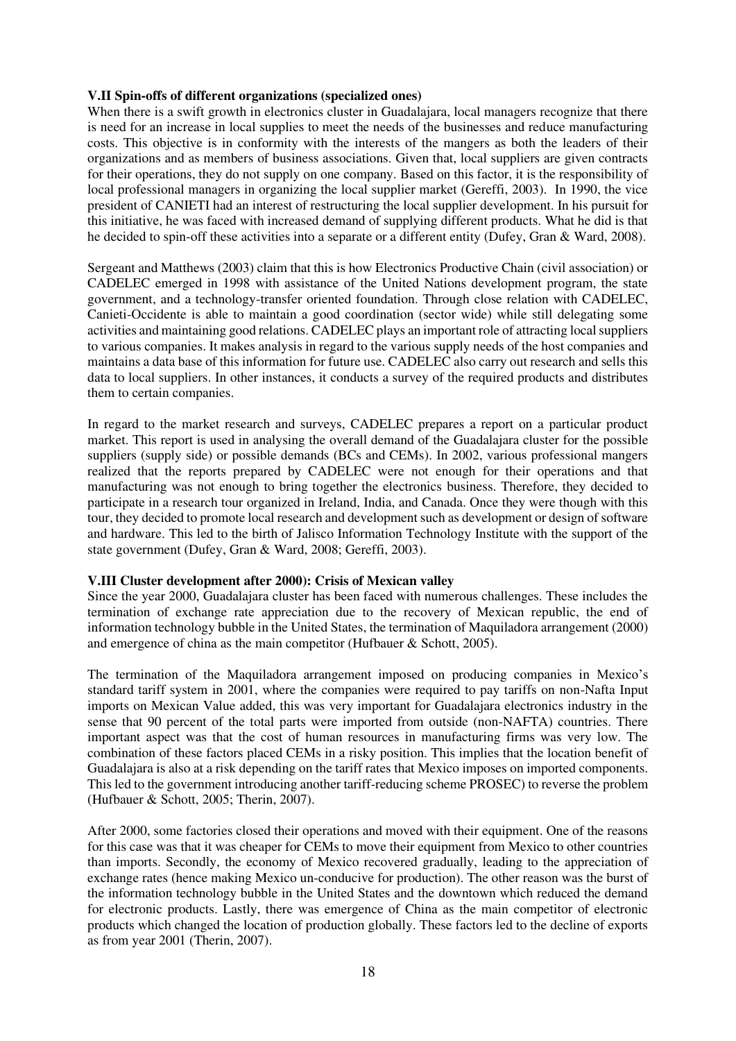### V.II Spin-offs of different organizations (specialized ones)

When there is a swift growth in electronics cluster in Guadalajara, local managers recognize that there is need for an increase in local supplies to meet the needs of the businesses and reduce manufacturing costs. This objective is in conformity with the interests of the mangers as both the leaders of their organizations and as members of business associations. Given that, local suppliers are given contracts for their operations, they do not supply on one company. Based on this factor, it is the responsibility of local professional managers in organizing the local supplier market (Gereffi, 2003). In 1990, the vice president of CANIETI had an interest of restructuring the local supplier development. In his pursuit for this initiative, he was faced with increased demand of supplying different products. What he did is that he decided to spin-off these activities into a separate or a different entity (Dufey, Gran & Ward, 2008).

Sergeant and Matthews (2003) claim that this is how Electronics Productive Chain (civil association) or CADELEC emerged in 1998 with assistance of the United Nations development program, the state government, and a technology-transfer oriented foundation. Through close relation with CADELEC, Canieti-Occidente is able to maintain a good coordination (sector wide) while still delegating some activities and maintaining good relations. CADELEC plays an important role of attracting local suppliers to various companies. It makes analysis in regard to the various supply needs of the host companies and maintains a data base of this information for future use. CADELEC also carry out research and sells this data to local suppliers. In other instances, it conducts a survey of the required products and distributes them to certain companies.

In regard to the market research and surveys, CADELEC prepares a report on a particular product market. This report is used in analysing the overall demand of the Guadalajara cluster for the possible suppliers (supply side) or possible demands (BCs and CEMs). In 2002, various professional mangers realized that the reports prepared by CADELEC were not enough for their operations and that manufacturing was not enough to bring together the electronics business. Therefore, they decided to participate in a research tour organized in Ireland, India, and Canada. Once they were though with this tour, they decided to promote local research and development such as development or design of software and hardware. This led to the birth of Jalisco Information Technology Institute with the support of the state government (Dufey, Gran & Ward, 2008; Gereffi, 2003).

### V.III Cluster development after 2000): Crisis of Mexican valley

Since the year 2000, Guadalajara cluster has been faced with numerous challenges. These includes the termination of exchange rate appreciation due to the recovery of Mexican republic, the end of information technology bubble in the United States, the termination of Maquiladora arrangement (2000) and emergence of china as the main competitor (Hufbauer & Schott, 2005).

The termination of the Maquiladora arrangement imposed on producing companies in Mexico's standard tariff system in 2001, where the companies were required to pay tariffs on non-Nafta Input imports on Mexican Value added, this was very important for Guadalajara electronics industry in the sense that 90 percent of the total parts were imported from outside (non-NAFTA) countries. There important aspect was that the cost of human resources in manufacturing firms was very low. The combination of these factors placed CEMs in a risky position. This implies that the location benefit of Guadalajara is also at a risk depending on the tariff rates that Mexico imposes on imported components. This led to the government introducing another tariff-reducing scheme PROSEC) to reverse the problem (Hufbauer & Schott, 2005; Therin, 2007).

After 2000, some factories closed their operations and moved with their equipment. One of the reasons for this case was that it was cheaper for CEMs to move their equipment from Mexico to other countries than imports. Secondly, the economy of Mexico recovered gradually, leading to the appreciation of exchange rates (hence making Mexico un-conducive for production). The other reason was the burst of the information technology bubble in the United States and the downtown which reduced the demand for electronic products. Lastly, there was emergence of China as the main competitor of electronic products which changed the location of production globally. These factors led to the decline of exports as from year 2001 (Therin, 2007).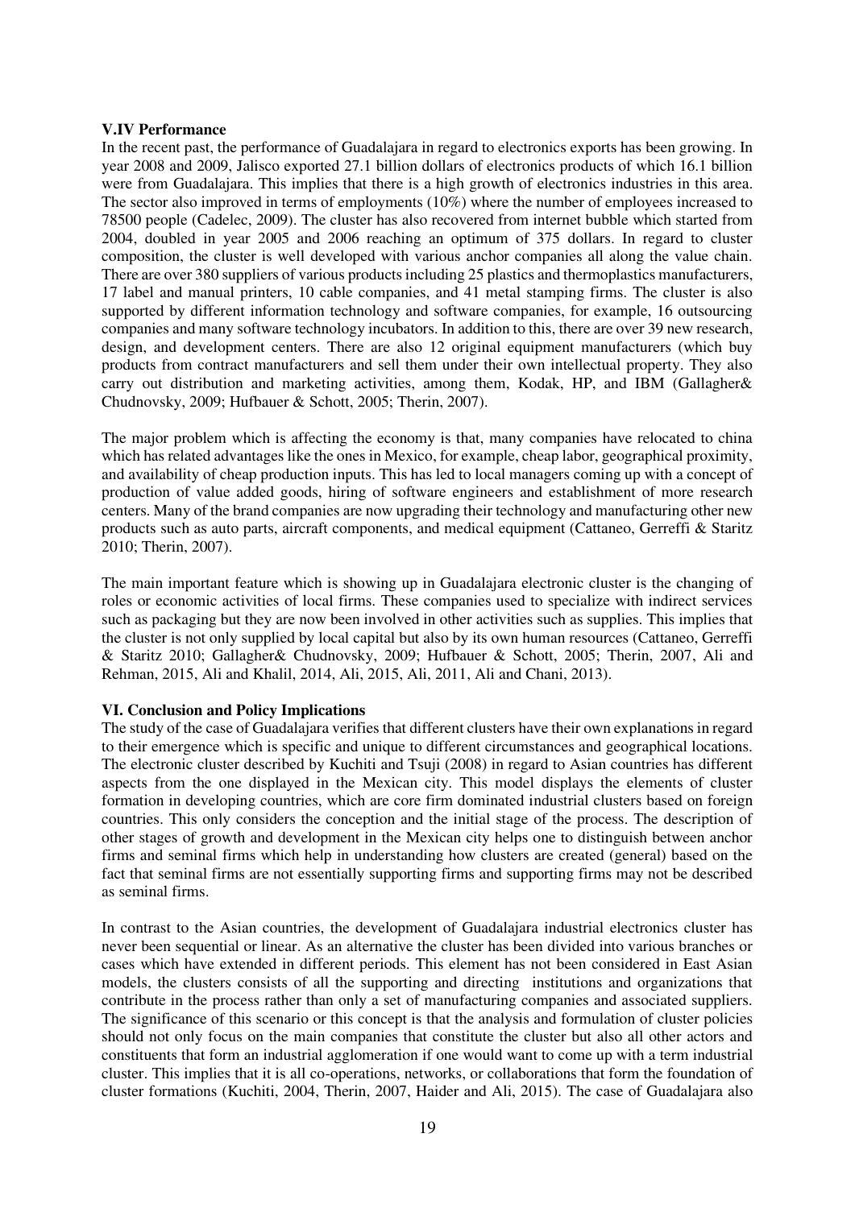### V.IV Performance

In the recent past, the performance of Guadalajara in regard to electronics exports has been growing. In year 2008 and 2009, Jalisco exported 27.1 billion dollars of electronics products of which 16.1 billion were from Guadalajara. This implies that there is a high growth of electronics industries in this area. The sector also improved in terms of employments (10%) where the number of employees increased to 78500 people (Cadelec, 2009). The cluster has also recovered from internet bubble which started from 2004, doubled in year 2005 and 2006 reaching an optimum of 375 dollars. In regard to cluster composition, the cluster is well developed with various anchor companies all along the value chain. There are over 380 suppliers of various products including 25 plastics and thermoplastics manufacturers, 17 label and manual printers, 10 cable companies, and 41 metal stamping firms. The cluster is also supported by different information technology and software companies, for example, 16 outsourcing companies and many software technology incubators. In addition to this, there are over 39 new research, design, and development centers. There are also 12 original equipment manufacturers (which buy products from contract manufacturers and sell them under their own intellectual property. They also carry out distribution and marketing activities, among them, Kodak, HP, and IBM (Gallagher& Chudnovsky, 2009; Hufbauer & Schott, 2005; Therin, 2007).

The major problem which is affecting the economy is that, many companies have relocated to china which has related advantages like the ones in Mexico, for example, cheap labor, geographical proximity, and availability of cheap production inputs. This has led to local managers coming up with a concept of production of value added goods, hiring of software engineers and establishment of more research centers. Many of the brand companies are now upgrading their technology and manufacturing other new products such as auto parts, aircraft components, and medical equipment (Cattaneo, Gerreffi & Staritz 2010; Therin, 2007).

The main important feature which is showing up in Guadalajara electronic cluster is the changing of roles or economic activities of local firms. These companies used to specialize with indirect services such as packaging but they are now been involved in other activities such as supplies. This implies that the cluster is not only supplied by local capital but also by its own human resources (Cattaneo, Gerreffi & Staritz 2010; Gallagher& Chudnovsky, 2009; Hufbauer & Schott, 2005; Therin, 2007, Ali and Rehman, 2015, Ali and Khalil, 2014, Ali, 2015, Ali, 2011, Ali and Chani, 2013).

### VI. Conclusion and Policy Implications

The study of the case of Guadalajara verifies that different clusters have their own explanations in regard to their emergence which is specific and unique to different circumstances and geographical locations. The electronic cluster described by Kuchiti and Tsuji (2008) in regard to Asian countries has different aspects from the one displayed in the Mexican city. This model displays the elements of cluster formation in developing countries, which are core firm dominated industrial clusters based on foreign countries. This only considers the conception and the initial stage of the process. The description of other stages of growth and development in the Mexican city helps one to distinguish between anchor firms and seminal firms which help in understanding how clusters are created (general) based on the fact that seminal firms are not essentially supporting firms and supporting firms may not be described as seminal firms.

In contrast to the Asian countries, the development of Guadalajara industrial electronics cluster has never been sequential or linear. As an alternative the cluster has been divided into various branches or cases which have extended in different periods. This element has not been considered in East Asian models, the clusters consists of all the supporting and directing institutions and organizations that contribute in the process rather than only a set of manufacturing companies and associated suppliers. The significance of this scenario or this concept is that the analysis and formulation of cluster policies should not only focus on the main companies that constitute the cluster but also all other actors and constituents that form an industrial agglomeration if one would want to come up with a term industrial cluster. This implies that it is all co-operations, networks, or collaborations that form the foundation of cluster formations (Kuchiti, 2004, Therin, 2007, Haider and Ali, 2015). The case of Guadalajara also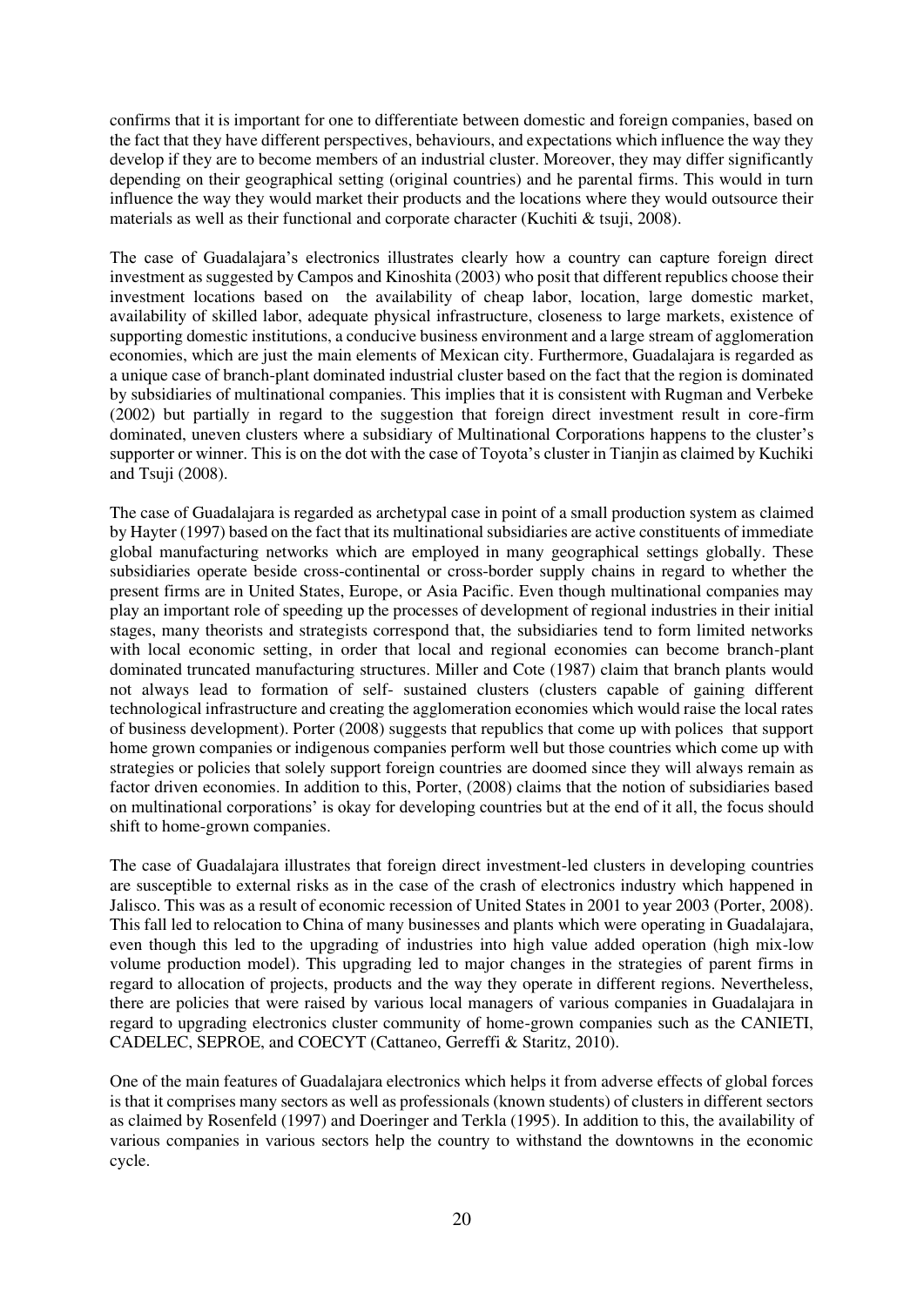confirms that it is important for one to differentiate between domestic and foreign companies, based on the fact that they have different perspectives, behaviours, and expectations which influence the way they develop if they are to become members of an industrial cluster. Moreover, they may differ significantly depending on their geographical setting (original countries) and he parental firms. This would in turn influence the way they would market their products and the locations where they would outsource their materials as well as their functional and corporate character (Kuchiti & tsuji, 2008).

The case of Guadalajara's electronics illustrates clearly how a country can capture foreign direct investment as suggested by Campos and Kinoshita (2003) who posit that different republics choose their investment locations based on the availability of cheap labor, location, large domestic market, availability of skilled labor, adequate physical infrastructure, closeness to large markets, existence of supporting domestic institutions, a conducive business environment and a large stream of agglomeration economies, which are just the main elements of Mexican city. Furthermore, Guadalajara is regarded as a unique case of branch-plant dominated industrial cluster based on the fact that the region is dominated by subsidiaries of multinational companies. This implies that it is consistent with Rugman and Verbeke (2002) but partially in regard to the suggestion that foreign direct investment result in core-firm dominated, uneven clusters where a subsidiary of Multinational Corporations happens to the cluster's supporter or winner. This is on the dot with the case of Toyota's cluster in Tianjin as claimed by Kuchiki and Tsuji (2008).

The case of Guadalajara is regarded as archetypal case in point of a small production system as claimed by Hayter (1997) based on the fact that its multinational subsidiaries are active constituents of immediate global manufacturing networks which are employed in many geographical settings globally. These subsidiaries operate beside cross-continental or cross-border supply chains in regard to whether the present firms are in United States, Europe, or Asia Pacific. Even though multinational companies may play an important role of speeding up the processes of development of regional industries in their initial stages, many theorists and strategists correspond that, the subsidiaries tend to form limited networks with local economic setting, in order that local and regional economies can become branch-plant dominated truncated manufacturing structures. Miller and Cote (1987) claim that branch plants would not always lead to formation of self- sustained clusters (clusters capable of gaining different technological infrastructure and creating the agglomeration economies which would raise the local rates of business development). Porter (2008) suggests that republics that come up with polices that support home grown companies or indigenous companies perform well but those countries which come up with strategies or policies that solely support foreign countries are doomed since they will always remain as factor driven economies. In addition to this, Porter, (2008) claims that the notion of subsidiaries based on multinational corporations' is okay for developing countries but at the end of it all, the focus should shift to home-grown companies.

The case of Guadalajara illustrates that foreign direct investment-led clusters in developing countries are susceptible to external risks as in the case of the crash of electronics industry which happened in Jalisco. This was as a result of economic recession of United States in 2001 to year 2003 (Porter, 2008). This fall led to relocation to China of many businesses and plants which were operating in Guadalajara, even though this led to the upgrading of industries into high value added operation (high mix-low volume production model). This upgrading led to major changes in the strategies of parent firms in regard to allocation of projects, products and the way they operate in different regions. Nevertheless, there are policies that were raised by various local managers of various companies in Guadalajara in regard to upgrading electronics cluster community of home-grown companies such as the CANIETI, CADELEC, SEPROE, and COECYT (Cattaneo, Gerreffi & Staritz, 2010).

One of the main features of Guadalajara electronics which helps it from adverse effects of global forces is that it comprises many sectors as well as professionals (known students) of clusters in different sectors as claimed by Rosenfeld (1997) and Doeringer and Terkla (1995). In addition to this, the availability of various companies in various sectors help the country to withstand the downtowns in the economic cycle.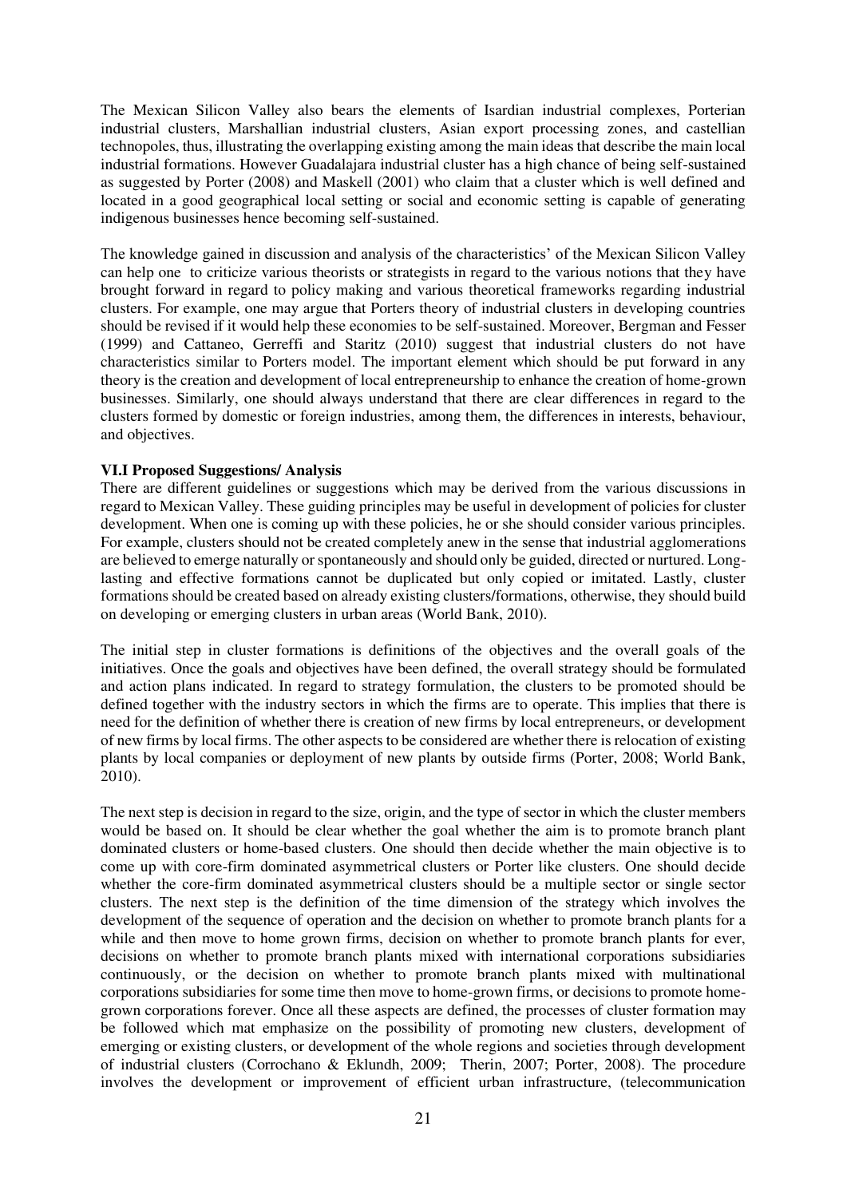The Mexican Silicon Valley also bears the elements of Isardian industrial complexes, Porterian industrial clusters, Marshallian industrial clusters, Asian export processing zones, and castellian technopoles, thus, illustrating the overlapping existing among the main ideas that describe the main local industrial formations. However Guadalajara industrial cluster has a high chance of being self-sustained as suggested by Porter (2008) and Maskell (2001) who claim that a cluster which is well defined and located in a good geographical local setting or social and economic setting is capable of generating indigenous businesses hence becoming self-sustained.

The knowledge gained in discussion and analysis of the characteristics' of the Mexican Silicon Valley can help one to criticize various theorists or strategists in regard to the various notions that they have brought forward in regard to policy making and various theoretical frameworks regarding industrial clusters. For example, one may argue that Porters theory of industrial clusters in developing countries should be revised if it would help these economies to be self-sustained. Moreover, Bergman and Fesser (1999) and Cattaneo, Gerreffi and Staritz (2010) suggest that industrial clusters do not have characteristics similar to Porters model. The important element which should be put forward in any theory is the creation and development of local entrepreneurship to enhance the creation of home-grown businesses. Similarly, one should always understand that there are clear differences in regard to the clusters formed by domestic or foreign industries, among them, the differences in interests, behaviour, and objectives.

### VI.I Proposed Suggestions/ Analysis

There are different guidelines or suggestions which may be derived from the various discussions in regard to Mexican Valley. These guiding principles may be useful in development of policies for cluster development. When one is coming up with these policies, he or she should consider various principles. For example, clusters should not be created completely anew in the sense that industrial agglomerations are believed to emerge naturally or spontaneously and should only be guided, directed or nurtured. Long-lasting and effective formations cannot be duplicated but only copied or imitated. Lastly, cluster formations should be created based on already existing clusters/formations, otherwise, they should build on developing or emerging clusters in urban areas (World Bank, 2010).

The initial step in cluster formations is definitions of the objectives and the overall goals of the initiatives. Once the goals and objectives have been defined, the overall strategy should be formulated and action plans indicated. In regard to strategy formulation, the clusters to be promoted should be defined together with the industry sectors in which the firms are to operate. This implies that there is need for the definition of whether there is creation of new firms by local entrepreneurs, or development of new firms by local firms. The other aspects to be considered are whether there is relocation of existing plants by local companies or deployment of new plants by outside firms (Porter, 2008; World Bank, 2010).

The next step is decision in regard to the size, origin, and the type of sector in which the cluster members would be based on. It should be clear whether the goal whether the aim is to promote branch plant dominated clusters or home-based clusters. One should then decide whether the main objective is to come up with core-firm dominated asymmetrical clusters or Porter like clusters. One should decide whether the core-firm dominated asymmetrical clusters should be a multiple sector or single sector clusters. The next step is the definition of the time dimension of the strategy which involves the development of the sequence of operation and the decision on whether to promote branch plants for a while and then move to home grown firms, decision on whether to promote branch plants for ever, decisions on whether to promote branch plants mixed with international corporations subsidiaries continuously, or the decision on whether to promote branch plants mixed with multinational corporations subsidiaries for some time then move to home-grown firms, or decisions to promote home-grown corporations forever. Once all these aspects are defined, the processes of cluster formation may be followed which mat emphasize on the possibility of promoting new clusters, development of emerging or existing clusters, or development of the whole regions and societies through development of industrial clusters (Corrochano & Eklundh, 2009; Therin, 2007; Porter, 2008). The procedure involves the development or improvement of efficient urban infrastructure, (telecommunication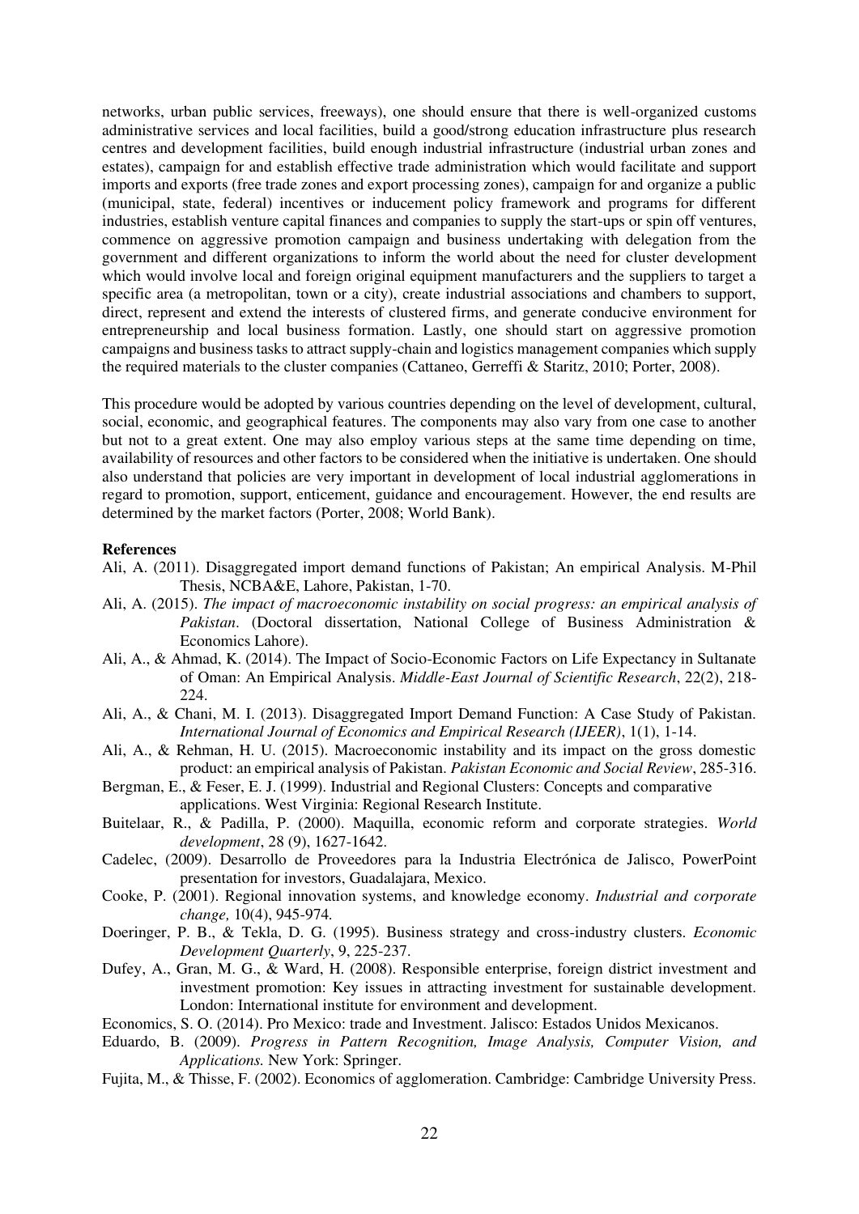networks, urban public services, freeways), one should ensure that there is well-organized customs administrative services and local facilities, build a good/strong education infrastructure plus research centres and development facilities, build enough industrial infrastructure (industrial urban zones and estates), campaign for and establish effective trade administration which would facilitate and support imports and exports (free trade zones and export processing zones), campaign for and organize a public (municipal, state, federal) incentives or inducement policy framework and programs for different industries, establish venture capital finances and companies to supply the start-ups or spin off ventures, commence on aggressive promotion campaign and business undertaking with delegation from the government and different organizations to inform the world about the need for cluster development which would involve local and foreign original equipment manufacturers and the suppliers to target a specific area (a metropolitan, town or a city), create industrial associations and chambers to support, direct, represent and extend the interests of clustered firms, and generate conducive environment for entrepreneurship and local business formation. Lastly, one should start on aggressive promotion campaigns and business tasks to attract supply-chain and logistics management companies which supply the required materials to the cluster companies (Cattaneo, Gerreffi & Staritz, 2010; Porter, 2008).

This procedure would be adopted by various countries depending on the level of development, cultural, social, economic, and geographical features. The components may also vary from one case to another but not to a great extent. One may also employ various steps at the same time depending on time, availability of resources and other factors to be considered when the initiative is undertaken. One should also understand that policies are very important in development of local industrial agglomerations in regard to promotion, support, enticement, guidance and encouragement. However, the end results are determined by the market factors (Porter, 2008; World Bank).

**References**

Ali, A. (2011). Disaggregated import demand functions of Pakistan; An empirical Analysis. M-Phil Thesis, NCBA&E, Lahore, Pakistan, 1-70.

Ali, A. (2015). *The impact of macroeconomic instability on social progress: an empirical analysis of Pakistan*. (Doctoral dissertation, National College of Business Administration & Economics Lahore).

Ali, A., & Ahmad, K. (2014). The Impact of Socio-Economic Factors on Life Expectancy in Sultanate of Oman: An Empirical Analysis. *Middle-East Journal of Scientific Research*, 22(2), 218-224.

Ali, A., & Chani, M. I. (2013). Disaggregated Import Demand Function: A Case Study of Pakistan. *International Journal of Economics and Empirical Research (IJEER)*, 1(1), 1-14.

Ali, A., & Rehman, H. U. (2015). Macroeconomic instability and its impact on the gross domestic product: an empirical analysis of Pakistan. *Pakistan Economic and Social Review*, 285-316.

Bergman, E., & Feser, E. J. (1999). Industrial and Regional Clusters: Concepts and comparative applications. West Virginia: Regional Research Institute.

Buitelaar, R., & Padilla, P. (2000). Maquilla, economic reform and corporate strategies. *World development*, 28 (9), 1627-1642.

Cadelec, (2009). Desarrollo de Proveedores para la Industria Electrónica de Jalisco, PowerPoint presentation for investors, Guadalajara, Mexico.

Cooke, P. (2001). Regional innovation systems, and knowledge economy. *Industrial and corporate change,* 10(4), 945-974.

Doeringer, P. B., & Tekla, D. G. (1995). Business strategy and cross-industry clusters. *Economic Development Quarterly*, 9, 225-237.

Dufey, A., Gran, M. G., & Ward, H. (2008). Responsible enterprise, foreign district investment and investment promotion: Key issues in attracting investment for sustainable development. London: International institute for environment and development.

Economics, S. O. (2014). Pro Mexico: trade and Investment. Jalisco: Estados Unidos Mexicanos.

Eduardo, B. (2009). *Progress in Pattern Recognition, Image Analysis, Computer Vision, and Applications.* New York: Springer.

Fujita, M., & Thisse, F. (2002). Economics of agglomeration. Cambridge: Cambridge University Press.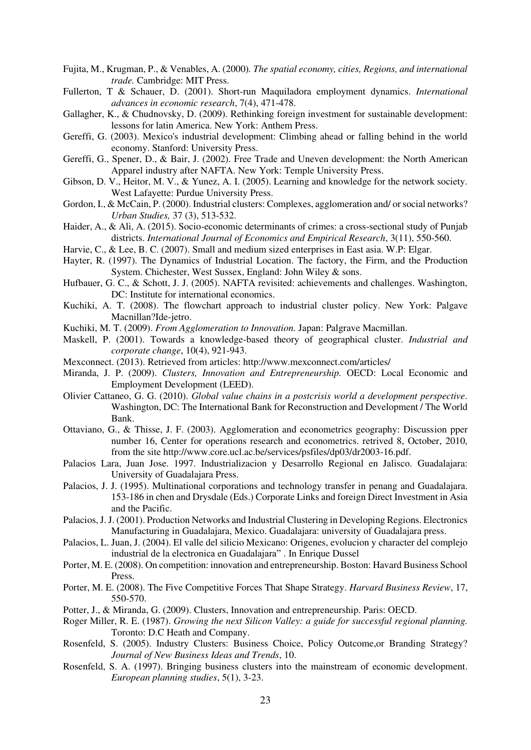Fujita, M., Krugman, P., & Venables, A. (2000). *The spatial economy, cities, Regions, and international trade.* Cambridge: MIT Press.

Fullerton, T & Schauer, D. (2001). Short-run Maquiladora employment dynamics. *International advances in economic research*, 7(4), 471-478.

Gallagher, K., & Chudnovsky, D. (2009). Rethinking foreign investment for sustainable development: lessons for latin America. New York: Anthem Press.

Gereffi, G. (2003). Mexico's industrial development: Climbing ahead or falling behind in the world economy. Stanford: University Press.

Gereffi, G., Spener, D., & Bair, J. (2002). Free Trade and Uneven development: the North American Apparel industry after NAFTA. New York: Temple University Press.

Gibson, D. V., Heitor, M. V., & Yunez, A. I. (2005). Learning and knowledge for the network society. West Lafayette: Purdue University Press.

Gordon, I., & McCain, P. (2000). Industrial clusters: Complexes, agglomeration and/ or social networks? *Urban Studies,* 37 (3), 513-532.

Haider, A., & Ali, A. (2015). Socio-economic determinants of crimes: a cross-sectional study of Punjab districts. *International Journal of Economics and Empirical Research*, 3(11), 550-560.

Harvie, C., & Lee, B. C. (2007). Small and medium sized enterprises in East asia. W.P: Elgar.

Hayter, R. (1997). The Dynamics of Industrial Location. The factory, the Firm, and the Production System. Chichester, West Sussex, England: John Wiley & sons.

Hufbauer, G. C., & Schott, J. J. (2005). NAFTA revisited: achievements and challenges. Washington, DC: Institute for international economics.

Kuchiki, A. T. (2008). The flowchart approach to industrial cluster policy. New York: Palgave Macnillan?Ide-jetro.

Kuchiki, M. T. (2009). *From Agglomeration to Innovation.* Japan: Palgrave Macmillan.

Maskell, P. (2001). Towards a knowledge-based theory of geographical cluster. *Industrial and corporate change*, 10(4), 921-943.

Mexconnect. (2013). Retrieved from articles: http://www.mexconnect.com/articles/

Miranda, J. P. (2009). *Clusters, Innovation and Entrepreneurship.* OECD: Local Economic and Employment Development (LEED).

Olivier Cattaneo, G. G. (2010). *Global value chains in a postcrisis world a development perspective*. Washington, DC: The International Bank for Reconstruction and Development / The World Bank.

Ottaviano, G., & Thisse, J. F. (2003). Agglomeration and econometrics geography: Discussion pper number 16, Center for operations research and econometrics. retrived 8, October, 2010, from the site http://www.core.ucl.ac.be/services/psfiles/dp03/dr2003-16.pdf.

Palacios Lara, Juan Jose. 1997. Industrializacion y Desarrollo Regional en Jalisco. Guadalajara: University of Guadalajara Press.

Palacios, J. J. (1995). Multinational corporations and technology transfer in penang and Guadalajara. 153-186 in chen and Drysdale (Eds.) Corporate Links and foreign Direct Investment in Asia and the Pacific.

Palacios, J. J. (2001). Production Networks and Industrial Clustering in Developing Regions. Electronics Manufacturing in Guadalajara, Mexico. Guadalajara: university of Guadalajara press.

Palacios, L. Juan, J. (2004). El valle del silicio Mexicano: Origenes, evolucion y character del complejo industrial de la electronica en Guadalajara" . In Enrique Dussel

Porter, M. E. (2008). On competition: innovation and entrepreneurship. Boston: Havard Business School Press.

Porter, M. E. (2008). The Five Competitive Forces That Shape Strategy. *Harvard Business Review*, 17, 550-570.

Potter, J., & Miranda, G. (2009). Clusters, Innovation and entrepreneurship. Paris: OECD.

Roger Miller, R. E. (1987). *Growing the next Silicon Valley: a guide for successful regional planning.* Toronto: D.C Heath and Company.

Rosenfeld, S. (2005). Industry Clusters: Business Choice, Policy Outcome,or Branding Strategy? *Journal of New Business Ideas and Trends*, 10.

Rosenfeld, S. A. (1997). Bringing business clusters into the mainstream of economic development. *European planning studies*, 5(1), 3-23.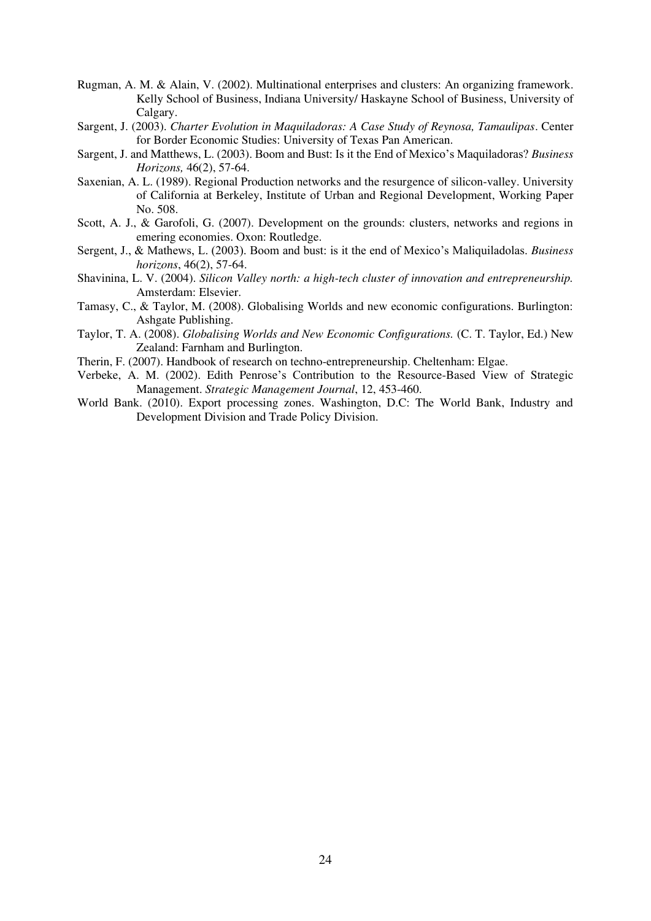Rugman, A. M. & Alain, V. (2002). Multinational enterprises and clusters: An organizing framework. Kelly School of Business, Indiana University/ Haskayne School of Business, University of Calgary.

Sargent, J. (2003). *Charter Evolution in Maquiladoras: A Case Study of Reynosa, Tamaulipas*. Center for Border Economic Studies: University of Texas Pan American.

Sargent, J. and Matthews, L. (2003). Boom and Bust: Is it the End of Mexico's Maquiladoras? *Business Horizons,* 46(2), 57-64.

Saxenian, A. L. (1989). Regional Production networks and the resurgence of silicon-valley. University of California at Berkeley, Institute of Urban and Regional Development, Working Paper No. 508.

Scott, A. J., & Garofoli, G. (2007). Development on the grounds: clusters, networks and regions in emering economies. Oxon: Routledge.

Sergent, J., & Mathews, L. (2003). Boom and bust: is it the end of Mexico's Maliquiladolas. *Business horizons*, 46(2), 57-64.

Shavinina, L. V. (2004). *Silicon Valley north: a high-tech cluster of innovation and entrepreneurship.* Amsterdam: Elsevier.

Tamasy, C., & Taylor, M. (2008). Globalising Worlds and new economic configurations. Burlington: Ashgate Publishing.

Taylor, T. A. (2008). *Globalising Worlds and New Economic Configurations.* (C. T. Taylor, Ed.) New Zealand: Farnham and Burlington.

Therin, F. (2007). Handbook of research on techno-entrepreneurship. Cheltenham: Elgae.

Verbeke, A. M. (2002). Edith Penrose's Contribution to the Resource-Based View of Strategic Management. *Strategic Management Journal*, 12, 453-460.

World Bank. (2010). Export processing zones. Washington, D.C: The World Bank, Industry and Development Division and Trade Policy Division.